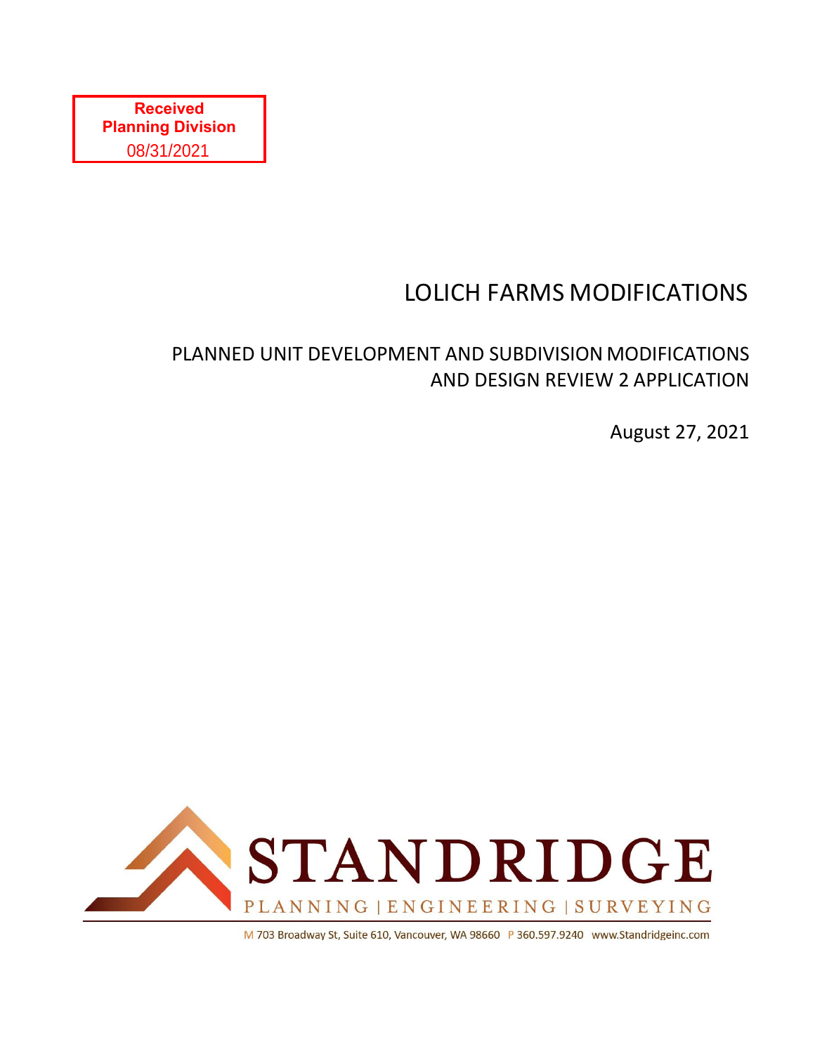**Received**
**Planning Division**
08/31/2021

# LOLICH FARMS MODIFICATIONS

## PLANNED UNIT DEVELOPMENT AND SUBDIVISION MODIFICATIONS AND DESIGN REVIEW 2 APPLICATION

August 27, 2021

STANDRIDGE

PLANNING | ENGINEERING | SURVEYING

M 703 Broadway St, Suite 610, Vancouver, WA 98660 P 360.597.9240 www.Standridgeinc.com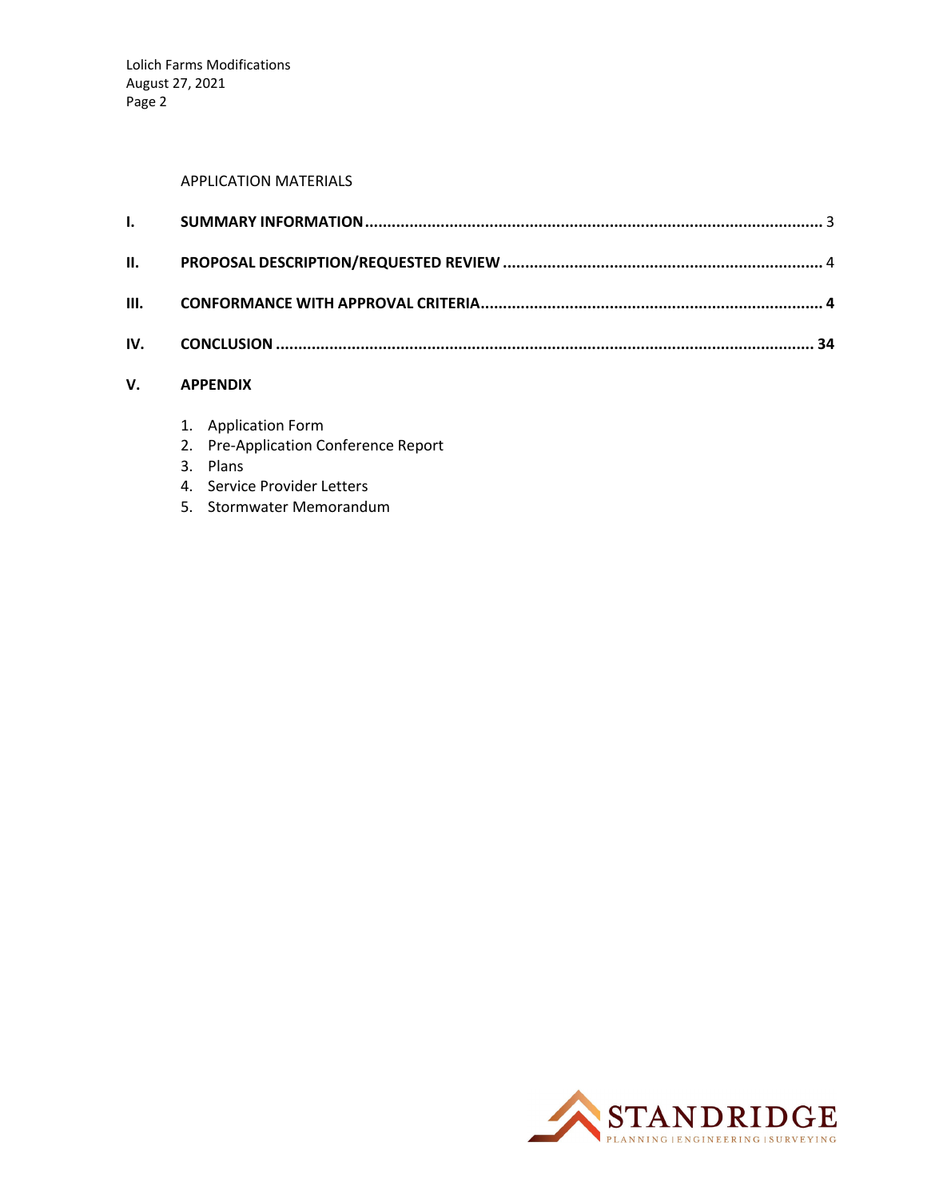APPLICATION MATERIALS

**I. SUMMARY INFORMATION** ........................................................................................................ 3

**II. PROPOSAL DESCRIPTION/REQUESTED REVIEW** ......................................................................... 4

**III. CONFORMANCE WITH APPROVAL CRITERIA** ............................................................................ 4

**IV. CONCLUSION** ......................................................................................................................... 34

**V. APPENDIX**

1. Application Form
2. Pre-Application Conference Report
3. Plans
4. Service Provider Letters
5. Stormwater Memorandum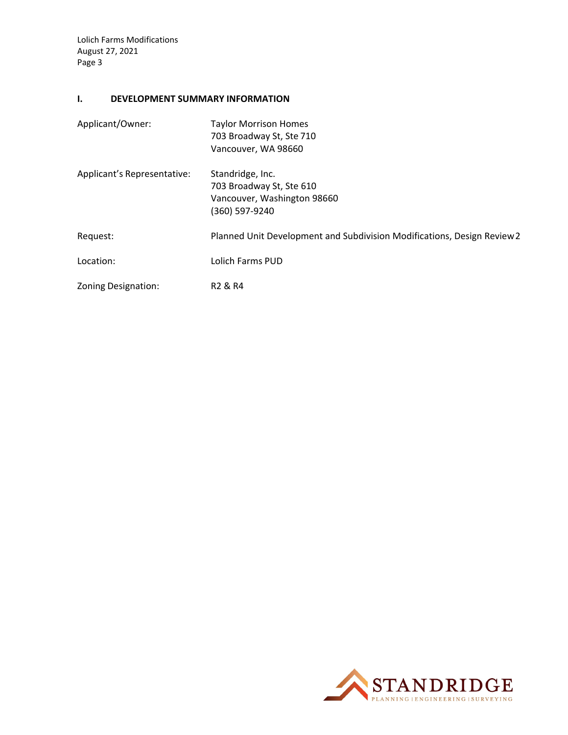## I. DEVELOPMENT SUMMARY INFORMATION

| | |
|---|---|
| Applicant/Owner: | Taylor Morrison Homes<br>703 Broadway St, Ste 710<br>Vancouver, WA 98660 |
| Applicant's Representative: | Standridge, Inc.<br>703 Broadway St, Ste 610<br>Vancouver, Washington 98660<br>(360) 597-9240 |
| Request: | Planned Unit Development and Subdivision Modifications, Design Review 2 |
| Location: | Lolich Farms PUD |
| Zoning Designation: | R2 & R4 |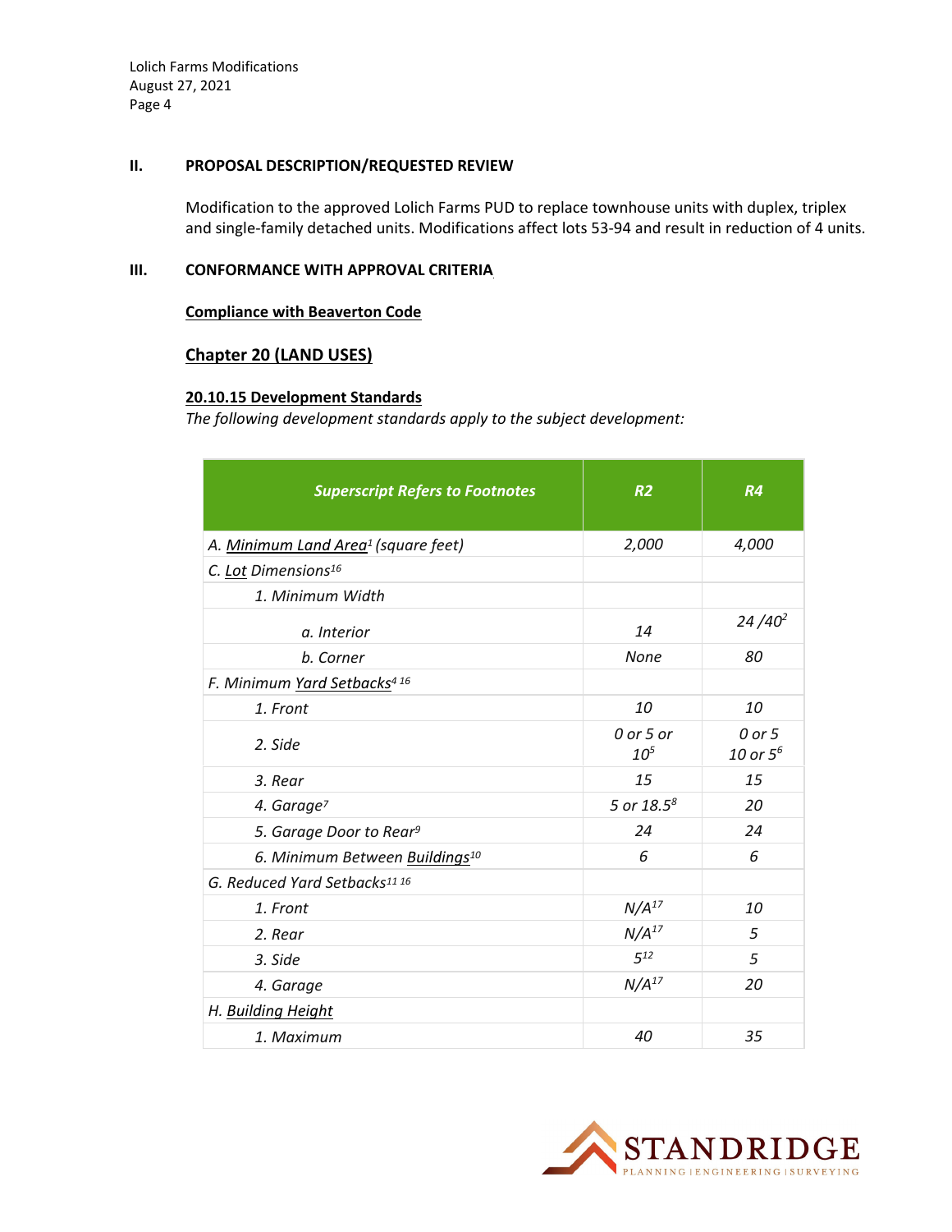## II. PROPOSAL DESCRIPTION/REQUESTED REVIEW

Modification to the approved Lolich Farms PUD to replace townhouse units with duplex, triplex and single-family detached units. Modifications affect lots 53-94 and result in reduction of 4 units.

## III. CONFORMANCE WITH APPROVAL CRITERIA

**Compliance with Beaverton Code**

### Chapter 20 (LAND USES)

**20.10.15 Development Standards**

*The following development standards apply to the subject development:*

| *Superscript Refers to Footnotes* | *R2* | *R4* |
|---|---|---|
| *A. Minimum Land Area[1] (square feet)* | *2,000* | *4,000* |
| *C. Lot Dimensions[16]* | | |
| *1. Minimum Width* | | |
| *a. Interior* | *14* | *24 /40[2]* |
| *b. Corner* | *None* | *80* |
| *F. Minimum Yard Setbacks[4] [16]* | | |
| *1. Front* | *10* | *10* |
| *2. Side* | *0 or 5 or 10[5]* | *0 or 5 10 or 5[6]* |
| *3. Rear* | *15* | *15* |
| *4. Garage[7]* | *5 or 18.5[8]* | *20* |
| *5. Garage Door to Rear[9]* | *24* | *24* |
| *6. Minimum Between Buildings[10]* | *6* | *6* |
| *G. Reduced Yard Setbacks[11] [16]* | | |
| *1. Front* | *N/A[17]* | *10* |
| *2. Rear* | *N/A[17]* | *5* |
| *3. Side* | *5[12]* | *5* |
| *4. Garage* | *N/A[17]* | *20* |
| *H. Building Height* | | |
| *1. Maximum* | *40* | *35* |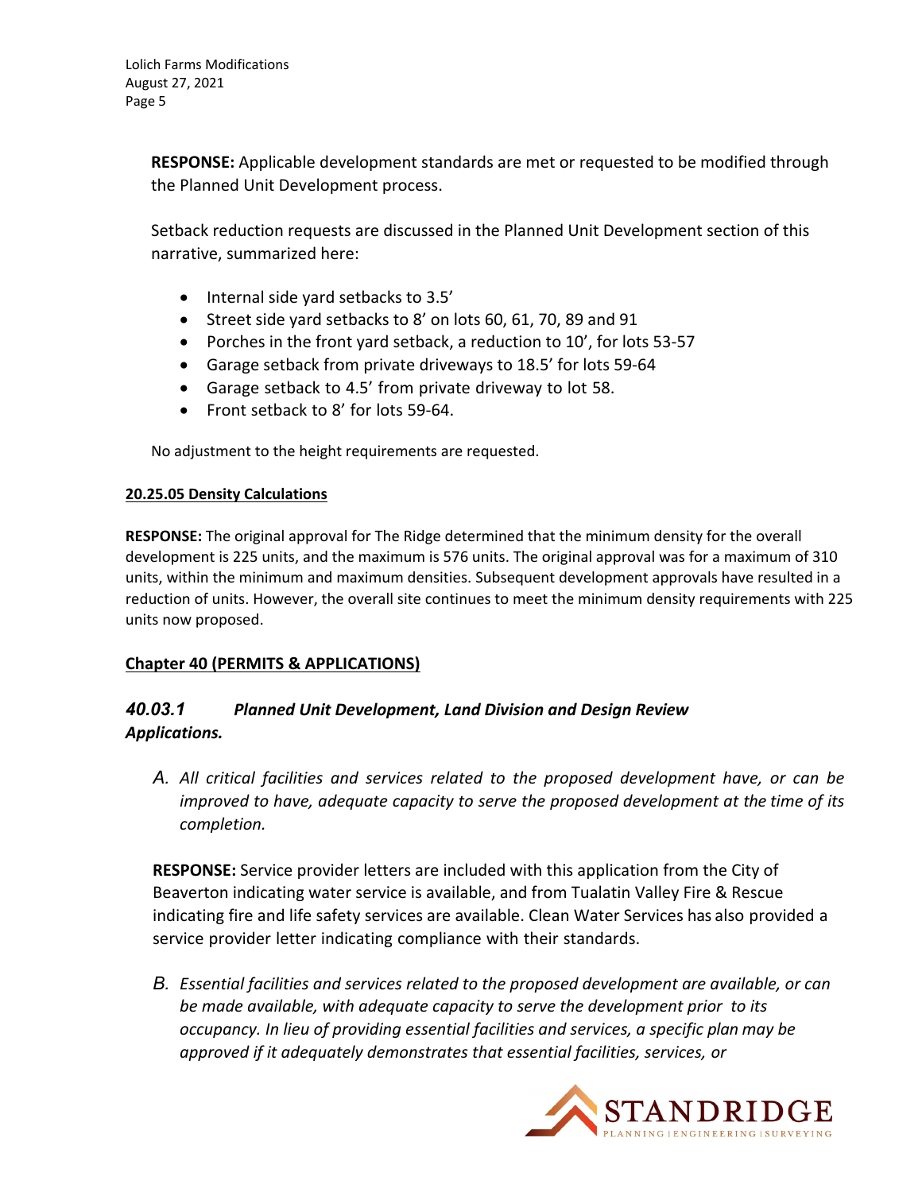**RESPONSE:** Applicable development standards are met or requested to be modified through the Planned Unit Development process.

Setback reduction requests are discussed in the Planned Unit Development section of this narrative, summarized here:

- Internal side yard setbacks to 3.5'
- Street side yard setbacks to 8' on lots 60, 61, 70, 89 and 91
- Porches in the front yard setback, a reduction to 10', for lots 53-57
- Garage setback from private driveways to 18.5' for lots 59-64
- Garage setback to 4.5' from private driveway to lot 58.
- Front setback to 8' for lots 59-64.

No adjustment to the height requirements are requested.

**20.25.05 Density Calculations**

**RESPONSE:** The original approval for The Ridge determined that the minimum density for the overall development is 225 units, and the maximum is 576 units. The original approval was for a maximum of 310 units, within the minimum and maximum densities. Subsequent development approvals have resulted in a reduction of units. However, the overall site continues to meet the minimum density requirements with 225 units now proposed.

## Chapter 40 (PERMITS & APPLICATIONS)

### *40.03.1 Planned Unit Development, Land Division and Design Review Applications.*

*A. All critical facilities and services related to the proposed development have, or can be improved to have, adequate capacity to serve the proposed development at the time of its completion.*

**RESPONSE:** Service provider letters are included with this application from the City of Beaverton indicating water service is available, and from Tualatin Valley Fire & Rescue indicating fire and life safety services are available. Clean Water Services has also provided a service provider letter indicating compliance with their standards.

*B. Essential facilities and services related to the proposed development are available, or can be made available, with adequate capacity to serve the development prior to its occupancy. In lieu of providing essential facilities and services, a specific plan may be approved if it adequately demonstrates that essential facilities, services, or*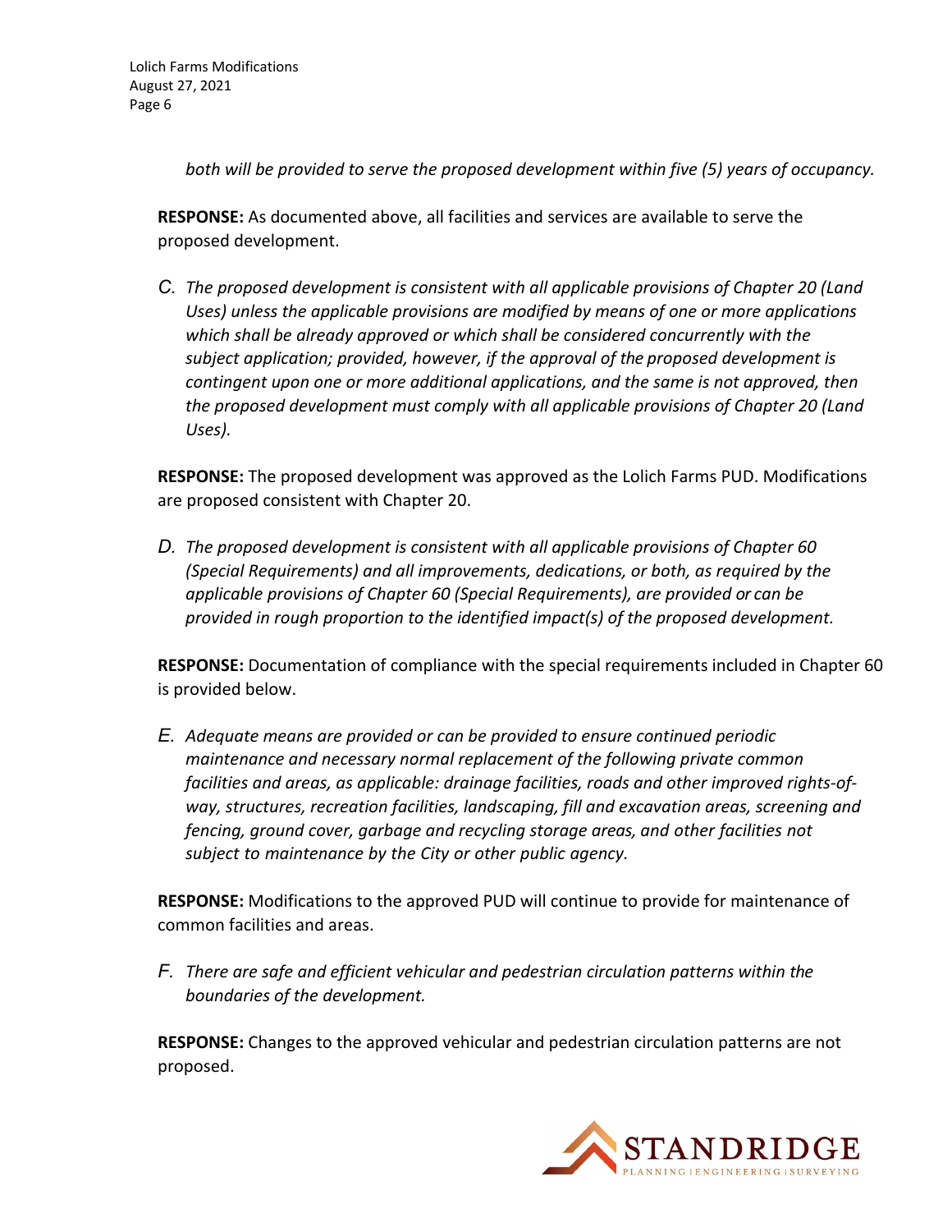*both will be provided to serve the proposed development within five (5) years of occupancy.*

**RESPONSE:** As documented above, all facilities and services are available to serve the proposed development.

*C. The proposed development is consistent with all applicable provisions of Chapter 20 (Land Uses) unless the applicable provisions are modified by means of one or more applications which shall be already approved or which shall be considered concurrently with the subject application; provided, however, if the approval of the proposed development is contingent upon one or more additional applications, and the same is not approved, then the proposed development must comply with all applicable provisions of Chapter 20 (Land Uses).*

**RESPONSE:** The proposed development was approved as the Lolich Farms PUD. Modifications are proposed consistent with Chapter 20.

*D. The proposed development is consistent with all applicable provisions of Chapter 60 (Special Requirements) and all improvements, dedications, or both, as required by the applicable provisions of Chapter 60 (Special Requirements), are provided or can be provided in rough proportion to the identified impact(s) of the proposed development.*

**RESPONSE:** Documentation of compliance with the special requirements included in Chapter 60 is provided below.

*E. Adequate means are provided or can be provided to ensure continued periodic maintenance and necessary normal replacement of the following private common facilities and areas, as applicable: drainage facilities, roads and other improved rights-of-way, structures, recreation facilities, landscaping, fill and excavation areas, screening and fencing, ground cover, garbage and recycling storage areas, and other facilities not subject to maintenance by the City or other public agency.*

**RESPONSE:** Modifications to the approved PUD will continue to provide for maintenance of common facilities and areas.

*F. There are safe and efficient vehicular and pedestrian circulation patterns within the boundaries of the development.*

**RESPONSE:** Changes to the approved vehicular and pedestrian circulation patterns are not proposed.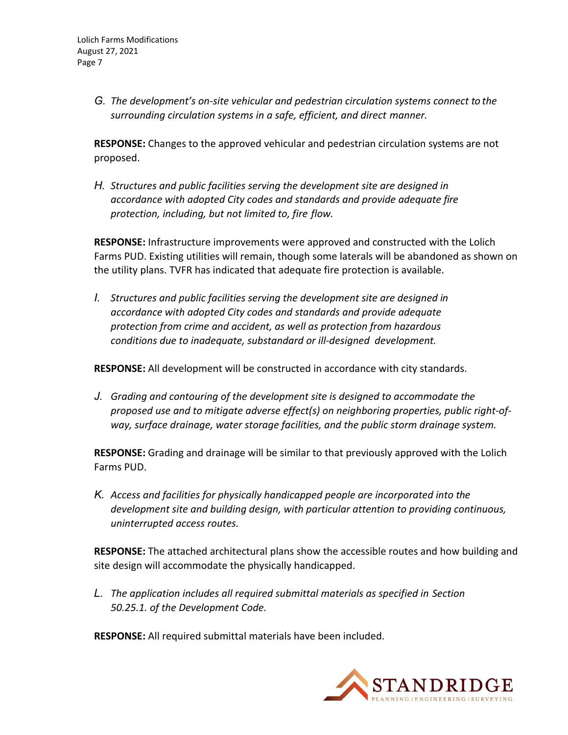*G. The development's on-site vehicular and pedestrian circulation systems connect to the surrounding circulation systems in a safe, efficient, and direct manner.*

**RESPONSE:** Changes to the approved vehicular and pedestrian circulation systems are not proposed.

*H. Structures and public facilities serving the development site are designed in accordance with adopted City codes and standards and provide adequate fire protection, including, but not limited to, fire flow.*

**RESPONSE:** Infrastructure improvements were approved and constructed with the Lolich Farms PUD. Existing utilities will remain, though some laterals will be abandoned as shown on the utility plans. TVFR has indicated that adequate fire protection is available.

*I. Structures and public facilities serving the development site are designed in accordance with adopted City codes and standards and provide adequate protection from crime and accident, as well as protection from hazardous conditions due to inadequate, substandard or ill-designed development.*

**RESPONSE:** All development will be constructed in accordance with city standards.

*J. Grading and contouring of the development site is designed to accommodate the proposed use and to mitigate adverse effect(s) on neighboring properties, public right-of-way, surface drainage, water storage facilities, and the public storm drainage system.*

**RESPONSE:** Grading and drainage will be similar to that previously approved with the Lolich Farms PUD.

*K. Access and facilities for physically handicapped people are incorporated into the development site and building design, with particular attention to providing continuous, uninterrupted access routes.*

**RESPONSE:** The attached architectural plans show the accessible routes and how building and site design will accommodate the physically handicapped.

*L. The application includes all required submittal materials as specified in Section 50.25.1. of the Development Code.*

**RESPONSE:** All required submittal materials have been included.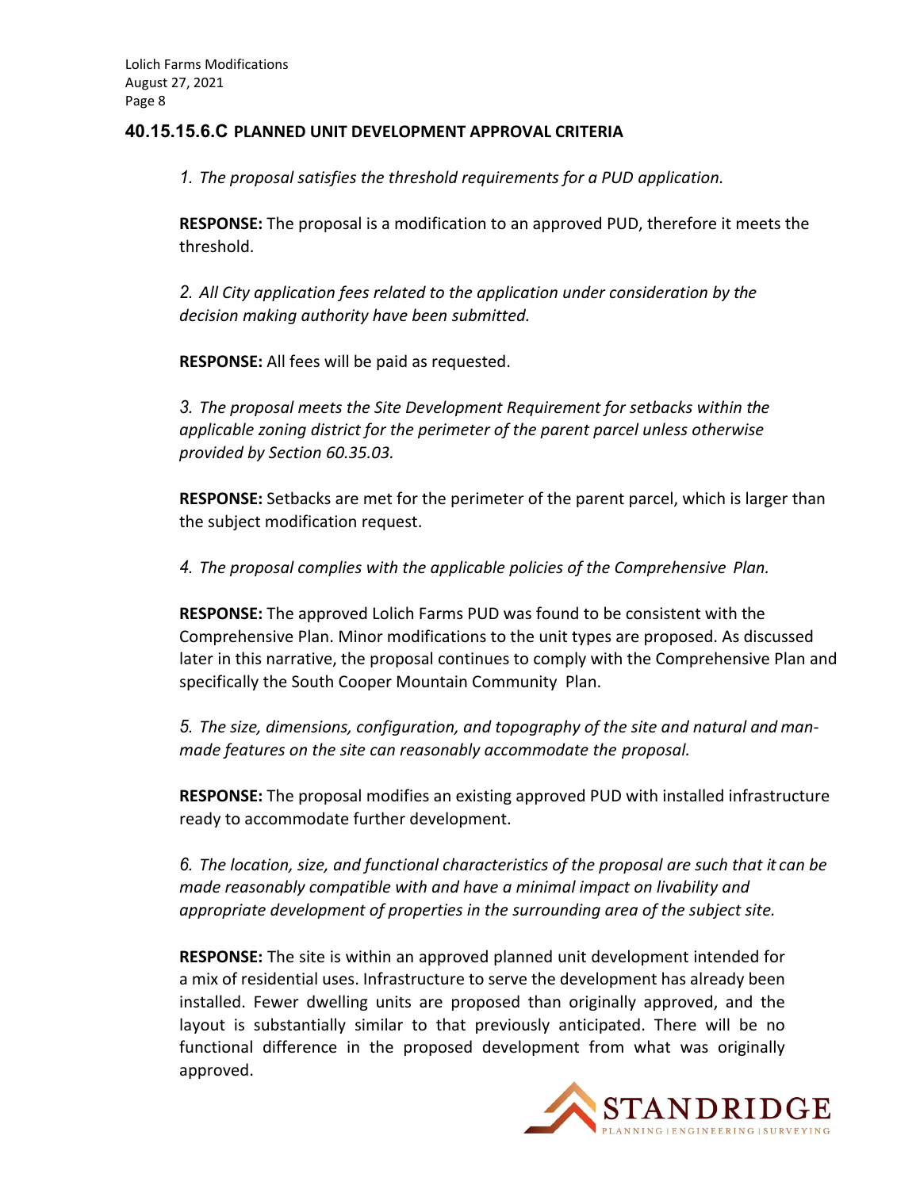## 40.15.15.6.C PLANNED UNIT DEVELOPMENT APPROVAL CRITERIA

*1. The proposal satisfies the threshold requirements for a PUD application.*

**RESPONSE:** The proposal is a modification to an approved PUD, therefore it meets the threshold.

*2. All City application fees related to the application under consideration by the decision making authority have been submitted.*

**RESPONSE:** All fees will be paid as requested.

*3. The proposal meets the Site Development Requirement for setbacks within the applicable zoning district for the perimeter of the parent parcel unless otherwise provided by Section 60.35.03.*

**RESPONSE:** Setbacks are met for the perimeter of the parent parcel, which is larger than the subject modification request.

*4. The proposal complies with the applicable policies of the Comprehensive Plan.*

**RESPONSE:** The approved Lolich Farms PUD was found to be consistent with the Comprehensive Plan. Minor modifications to the unit types are proposed. As discussed later in this narrative, the proposal continues to comply with the Comprehensive Plan and specifically the South Cooper Mountain Community Plan.

*5. The size, dimensions, configuration, and topography of the site and natural and man-made features on the site can reasonably accommodate the proposal.*

**RESPONSE:** The proposal modifies an existing approved PUD with installed infrastructure ready to accommodate further development.

*6. The location, size, and functional characteristics of the proposal are such that it can be made reasonably compatible with and have a minimal impact on livability and appropriate development of properties in the surrounding area of the subject site.*

**RESPONSE:** The site is within an approved planned unit development intended for a mix of residential uses. Infrastructure to serve the development has already been installed. Fewer dwelling units are proposed than originally approved, and the layout is substantially similar to that previously anticipated. There will be no functional difference in the proposed development from what was originally approved.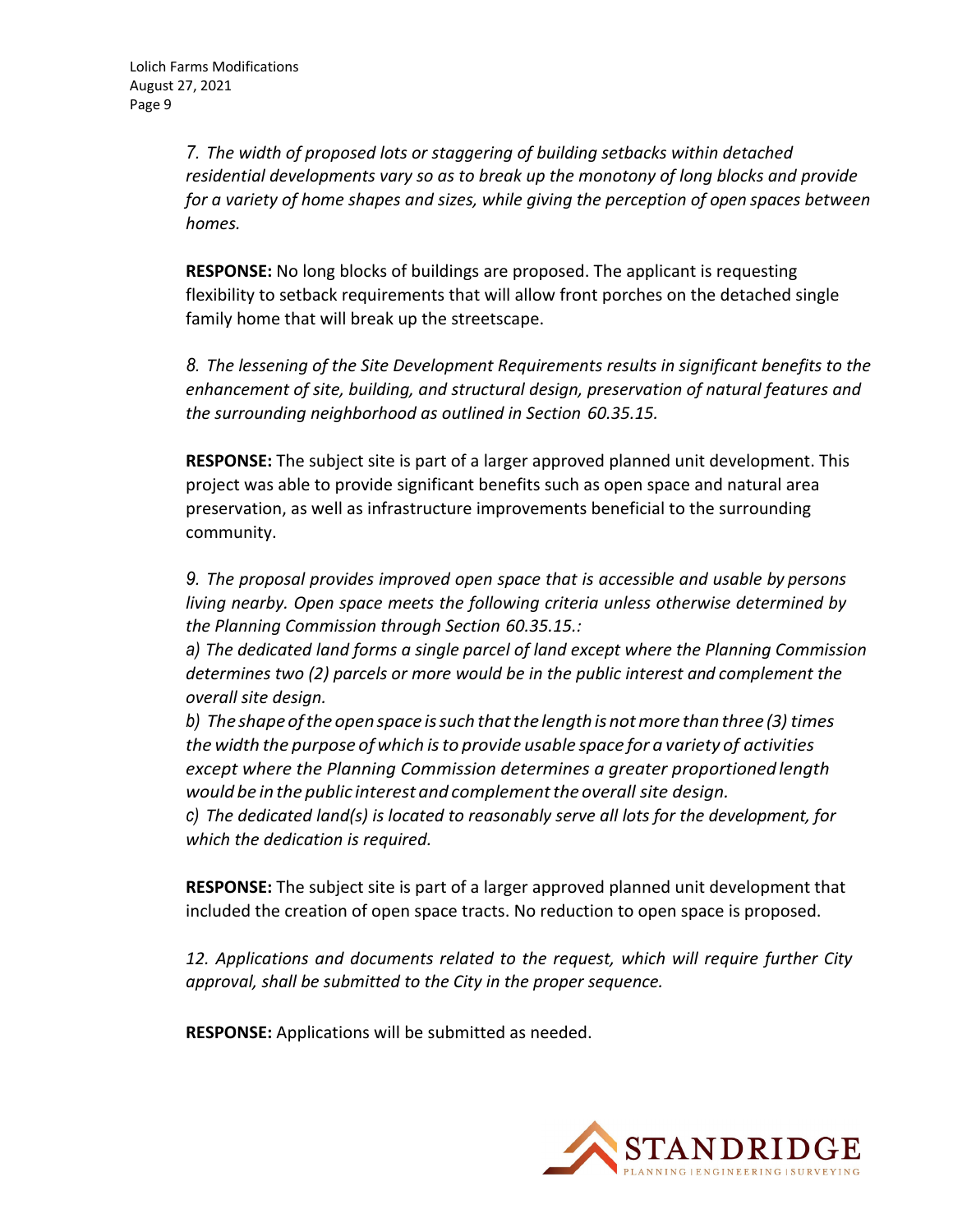*7. The width of proposed lots or staggering of building setbacks within detached residential developments vary so as to break up the monotony of long blocks and provide for a variety of home shapes and sizes, while giving the perception of open spaces between homes.*

**RESPONSE:** No long blocks of buildings are proposed. The applicant is requesting flexibility to setback requirements that will allow front porches on the detached single family home that will break up the streetscape.

*8. The lessening of the Site Development Requirements results in significant benefits to the enhancement of site, building, and structural design, preservation of natural features and the surrounding neighborhood as outlined in Section 60.35.15.*

**RESPONSE:** The subject site is part of a larger approved planned unit development. This project was able to provide significant benefits such as open space and natural area preservation, as well as infrastructure improvements beneficial to the surrounding community.

*9. The proposal provides improved open space that is accessible and usable by persons living nearby. Open space meets the following criteria unless otherwise determined by the Planning Commission through Section 60.35.15.:*

*a) The dedicated land forms a single parcel of land except where the Planning Commission determines two (2) parcels or more would be in the public interest and complement the overall site design.*

*b) The shape of the open space is such that the length is not more than three (3) times the width the purpose of which is to provide usable space for a variety of activities except where the Planning Commission determines a greater proportioned length would be in the public interest and complement the overall site design.*

*c) The dedicated land(s) is located to reasonably serve all lots for the development, for which the dedication is required.*

**RESPONSE:** The subject site is part of a larger approved planned unit development that included the creation of open space tracts. No reduction to open space is proposed.

*12. Applications and documents related to the request, which will require further City approval, shall be submitted to the City in the proper sequence.*

**RESPONSE:** Applications will be submitted as needed.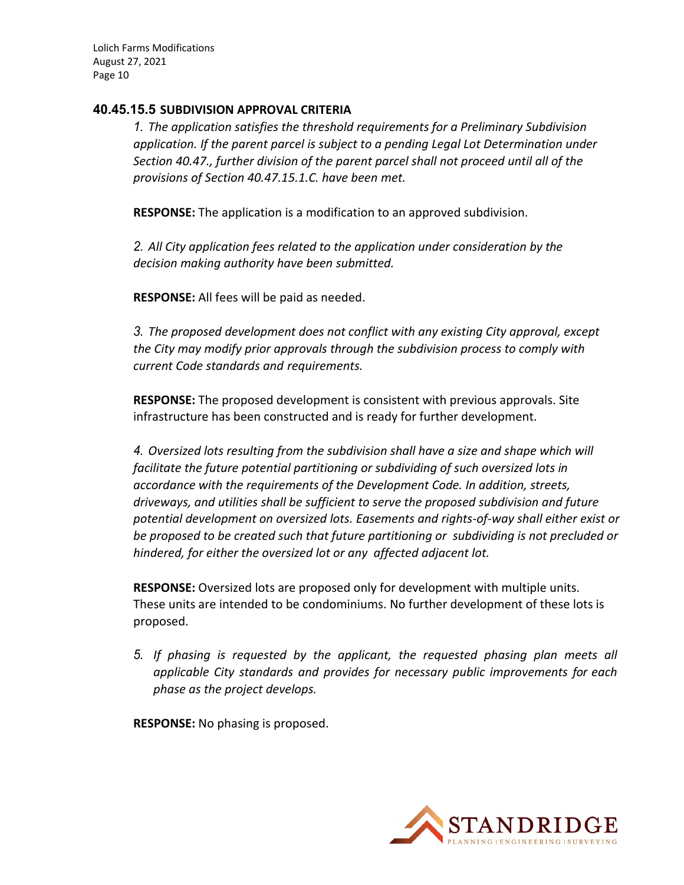### 40.45.15.5 SUBDIVISION APPROVAL CRITERIA

*1. The application satisfies the threshold requirements for a Preliminary Subdivision application. If the parent parcel is subject to a pending Legal Lot Determination under Section 40.47., further division of the parent parcel shall not proceed until all of the provisions of Section 40.47.15.1.C. have been met.*

**RESPONSE:** The application is a modification to an approved subdivision.

*2. All City application fees related to the application under consideration by the decision making authority have been submitted.*

**RESPONSE:** All fees will be paid as needed.

*3. The proposed development does not conflict with any existing City approval, except the City may modify prior approvals through the subdivision process to comply with current Code standards and requirements.*

**RESPONSE:** The proposed development is consistent with previous approvals. Site infrastructure has been constructed and is ready for further development.

*4. Oversized lots resulting from the subdivision shall have a size and shape which will facilitate the future potential partitioning or subdividing of such oversized lots in accordance with the requirements of the Development Code. In addition, streets, driveways, and utilities shall be sufficient to serve the proposed subdivision and future potential development on oversized lots. Easements and rights-of-way shall either exist or be proposed to be created such that future partitioning or subdividing is not precluded or hindered, for either the oversized lot or any affected adjacent lot.*

**RESPONSE:** Oversized lots are proposed only for development with multiple units. These units are intended to be condominiums. No further development of these lots is proposed.

*5. If phasing is requested by the applicant, the requested phasing plan meets all applicable City standards and provides for necessary public improvements for each phase as the project develops.*

**RESPONSE:** No phasing is proposed.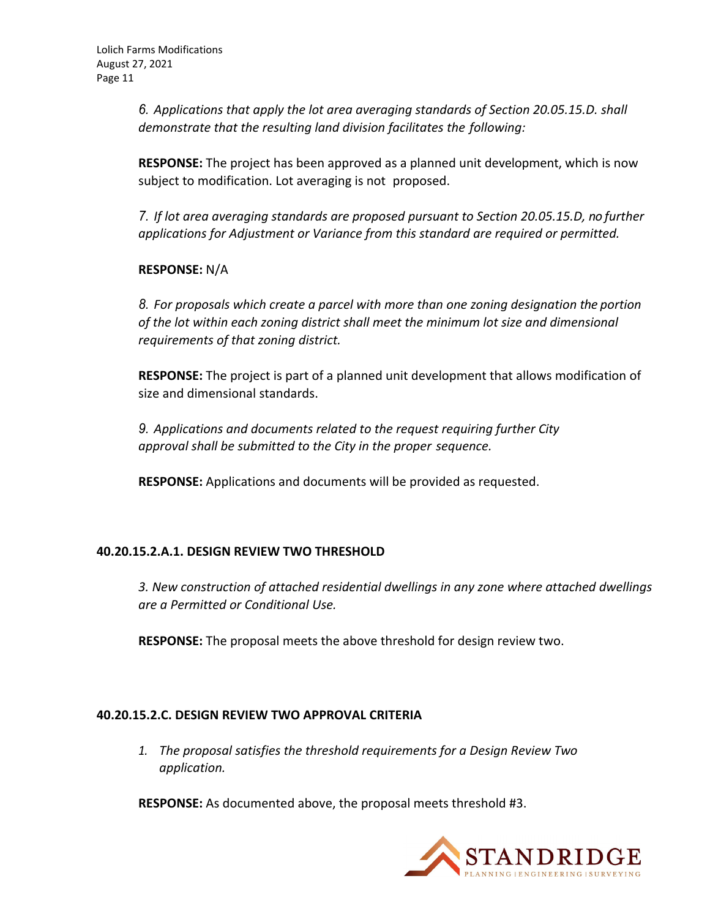*6. Applications that apply the lot area averaging standards of Section 20.05.15.D. shall demonstrate that the resulting land division facilitates the following:*

**RESPONSE:** The project has been approved as a planned unit development, which is now subject to modification. Lot averaging is not proposed.

*7. If lot area averaging standards are proposed pursuant to Section 20.05.15.D, no further applications for Adjustment or Variance from this standard are required or permitted.*

**RESPONSE:** N/A

*8. For proposals which create a parcel with more than one zoning designation the portion of the lot within each zoning district shall meet the minimum lot size and dimensional requirements of that zoning district.*

**RESPONSE:** The project is part of a planned unit development that allows modification of size and dimensional standards.

*9. Applications and documents related to the request requiring further City approval shall be submitted to the City in the proper sequence.*

**RESPONSE:** Applications and documents will be provided as requested.

## 40.20.15.2.A.1. DESIGN REVIEW TWO THRESHOLD

*3. New construction of attached residential dwellings in any zone where attached dwellings are a Permitted or Conditional Use.*

**RESPONSE:** The proposal meets the above threshold for design review two.

## 40.20.15.2.C. DESIGN REVIEW TWO APPROVAL CRITERIA

1. *The proposal satisfies the threshold requirements for a Design Review Two application.*

**RESPONSE:** As documented above, the proposal meets threshold #3.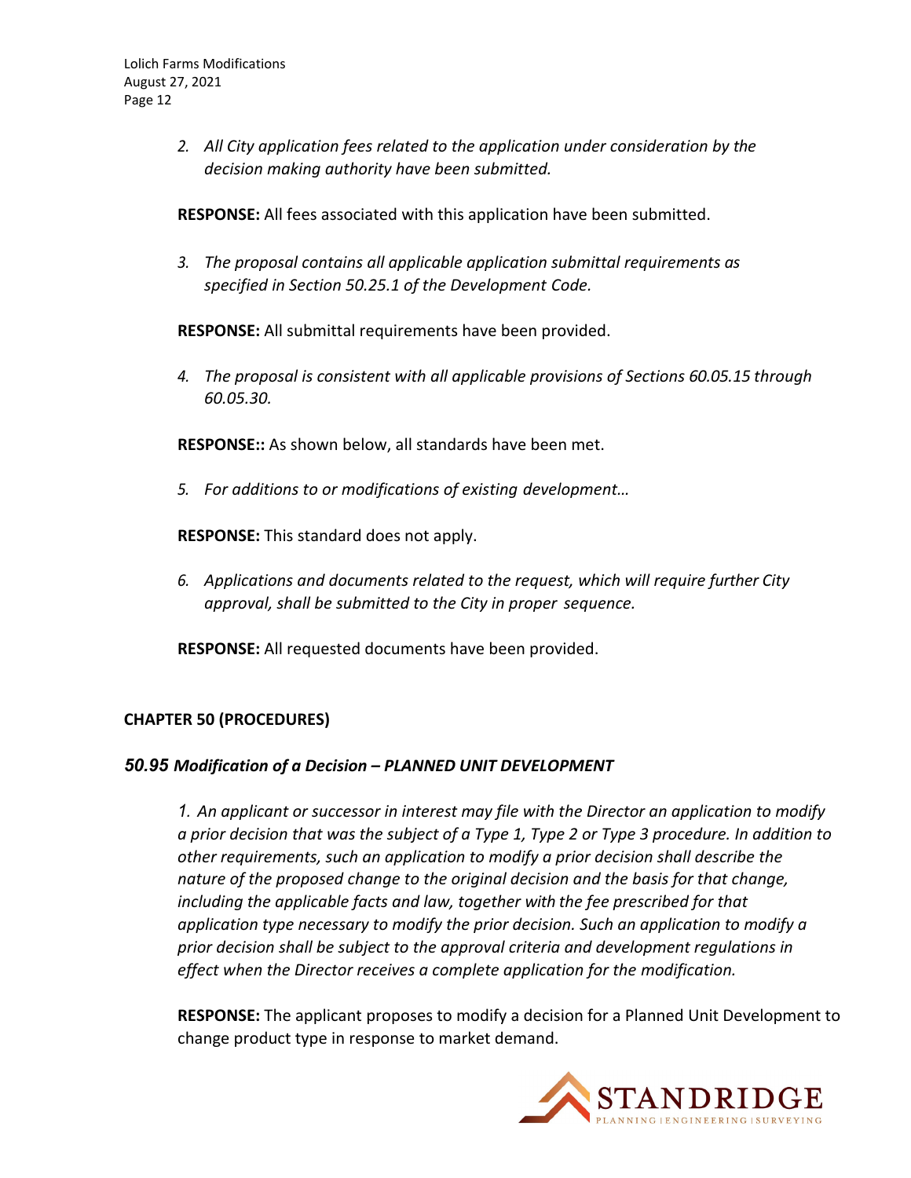2. *All City application fees related to the application under consideration by the decision making authority have been submitted.*

**RESPONSE:** All fees associated with this application have been submitted.

3. *The proposal contains all applicable application submittal requirements as specified in Section 50.25.1 of the Development Code.*

**RESPONSE:** All submittal requirements have been provided.

4. *The proposal is consistent with all applicable provisions of Sections 60.05.15 through 60.05.30.*

**RESPONSE::** As shown below, all standards have been met.

5. *For additions to or modifications of existing development…*

**RESPONSE:** This standard does not apply.

6. *Applications and documents related to the request, which will require further City approval, shall be submitted to the City in proper sequence.*

**RESPONSE:** All requested documents have been provided.

## CHAPTER 50 (PROCEDURES)

### *50.95 Modification of a Decision – PLANNED UNIT DEVELOPMENT*

*1. An applicant or successor in interest may file with the Director an application to modify a prior decision that was the subject of a Type 1, Type 2 or Type 3 procedure. In addition to other requirements, such an application to modify a prior decision shall describe the nature of the proposed change to the original decision and the basis for that change, including the applicable facts and law, together with the fee prescribed for that application type necessary to modify the prior decision. Such an application to modify a prior decision shall be subject to the approval criteria and development regulations in effect when the Director receives a complete application for the modification.*

**RESPONSE:** The applicant proposes to modify a decision for a Planned Unit Development to change product type in response to market demand.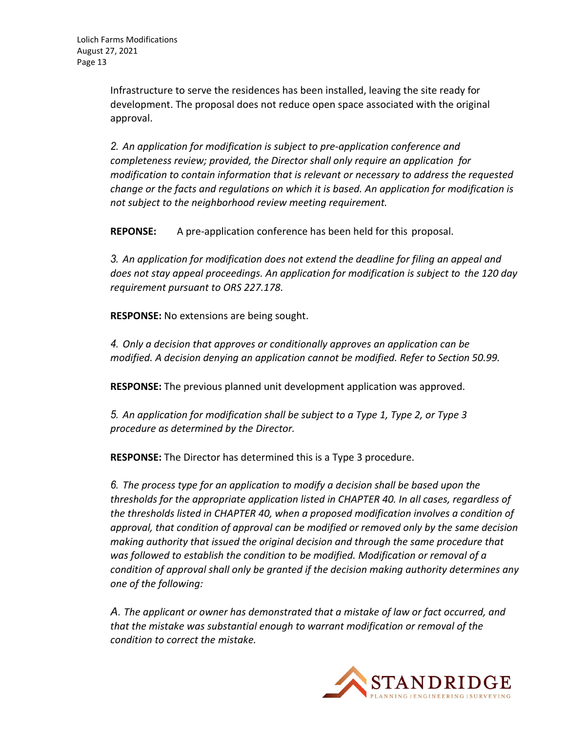Infrastructure to serve the residences has been installed, leaving the site ready for development. The proposal does not reduce open space associated with the original approval.

*2. An application for modification is subject to pre-application conference and completeness review; provided, the Director shall only require an application for modification to contain information that is relevant or necessary to address the requested change or the facts and regulations on which it is based. An application for modification is not subject to the neighborhood review meeting requirement.*

**REPONSE:** A pre-application conference has been held for this proposal.

*3. An application for modification does not extend the deadline for filing an appeal and does not stay appeal proceedings. An application for modification is subject to the 120 day requirement pursuant to ORS 227.178.*

**RESPONSE:** No extensions are being sought.

*4. Only a decision that approves or conditionally approves an application can be modified. A decision denying an application cannot be modified. Refer to Section 50.99.*

**RESPONSE:** The previous planned unit development application was approved.

*5. An application for modification shall be subject to a Type 1, Type 2, or Type 3 procedure as determined by the Director.*

**RESPONSE:** The Director has determined this is a Type 3 procedure.

*6. The process type for an application to modify a decision shall be based upon the thresholds for the appropriate application listed in CHAPTER 40. In all cases, regardless of the thresholds listed in CHAPTER 40, when a proposed modification involves a condition of approval, that condition of approval can be modified or removed only by the same decision making authority that issued the original decision and through the same procedure that was followed to establish the condition to be modified. Modification or removal of a condition of approval shall only be granted if the decision making authority determines any one of the following:*

*A. The applicant or owner has demonstrated that a mistake of law or fact occurred, and that the mistake was substantial enough to warrant modification or removal of the condition to correct the mistake.*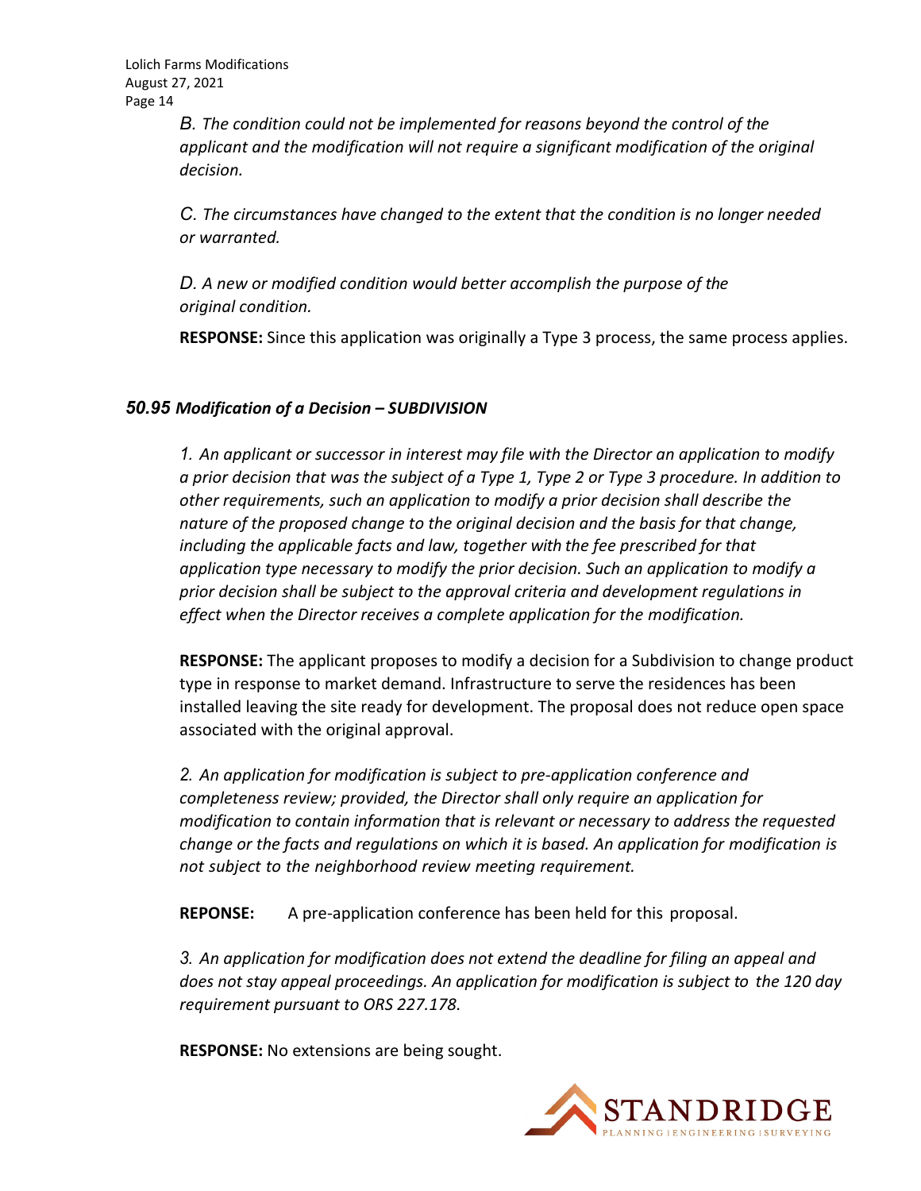*B. The condition could not be implemented for reasons beyond the control of the applicant and the modification will not require a significant modification of the original decision.*

*C. The circumstances have changed to the extent that the condition is no longer needed or warranted.*

*D. A new or modified condition would better accomplish the purpose of the original condition.*

**RESPONSE:** Since this application was originally a Type 3 process, the same process applies.

### *50.95 Modification of a Decision – SUBDIVISION*

*1. An applicant or successor in interest may file with the Director an application to modify a prior decision that was the subject of a Type 1, Type 2 or Type 3 procedure. In addition to other requirements, such an application to modify a prior decision shall describe the nature of the proposed change to the original decision and the basis for that change, including the applicable facts and law, together with the fee prescribed for that application type necessary to modify the prior decision. Such an application to modify a prior decision shall be subject to the approval criteria and development regulations in effect when the Director receives a complete application for the modification.*

**RESPONSE:** The applicant proposes to modify a decision for a Subdivision to change product type in response to market demand. Infrastructure to serve the residences has been installed leaving the site ready for development. The proposal does not reduce open space associated with the original approval.

*2. An application for modification is subject to pre-application conference and completeness review; provided, the Director shall only require an application for modification to contain information that is relevant or necessary to address the requested change or the facts and regulations on which it is based. An application for modification is not subject to the neighborhood review meeting requirement.*

**REPONSE:** A pre-application conference has been held for this proposal.

*3. An application for modification does not extend the deadline for filing an appeal and does not stay appeal proceedings. An application for modification is subject to the 120 day requirement pursuant to ORS 227.178.*

**RESPONSE:** No extensions are being sought.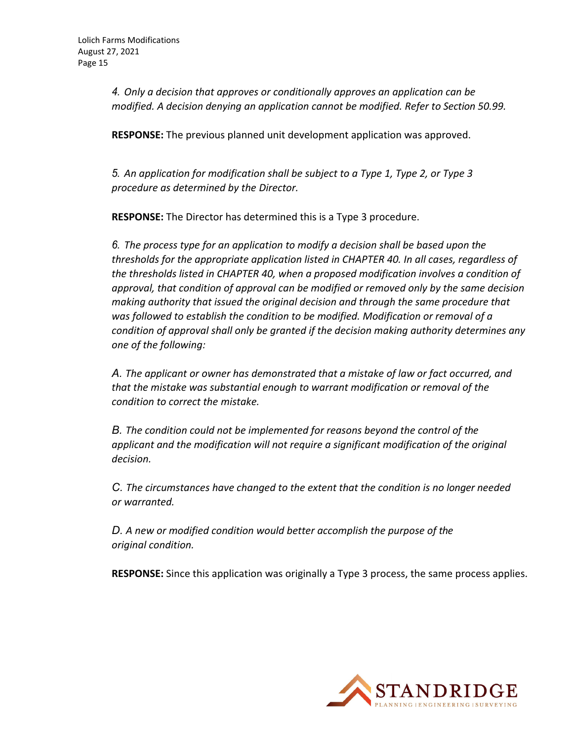*4. Only a decision that approves or conditionally approves an application can be modified. A decision denying an application cannot be modified. Refer to Section 50.99.*

**RESPONSE:** The previous planned unit development application was approved.

*5. An application for modification shall be subject to a Type 1, Type 2, or Type 3 procedure as determined by the Director.*

**RESPONSE:** The Director has determined this is a Type 3 procedure.

*6. The process type for an application to modify a decision shall be based upon the thresholds for the appropriate application listed in CHAPTER 40. In all cases, regardless of the thresholds listed in CHAPTER 40, when a proposed modification involves a condition of approval, that condition of approval can be modified or removed only by the same decision making authority that issued the original decision and through the same procedure that was followed to establish the condition to be modified. Modification or removal of a condition of approval shall only be granted if the decision making authority determines any one of the following:*

*A. The applicant or owner has demonstrated that a mistake of law or fact occurred, and that the mistake was substantial enough to warrant modification or removal of the condition to correct the mistake.*

*B. The condition could not be implemented for reasons beyond the control of the applicant and the modification will not require a significant modification of the original decision.*

*C. The circumstances have changed to the extent that the condition is no longer needed or warranted.*

*D. A new or modified condition would better accomplish the purpose of the original condition.*

**RESPONSE:** Since this application was originally a Type 3 process, the same process applies.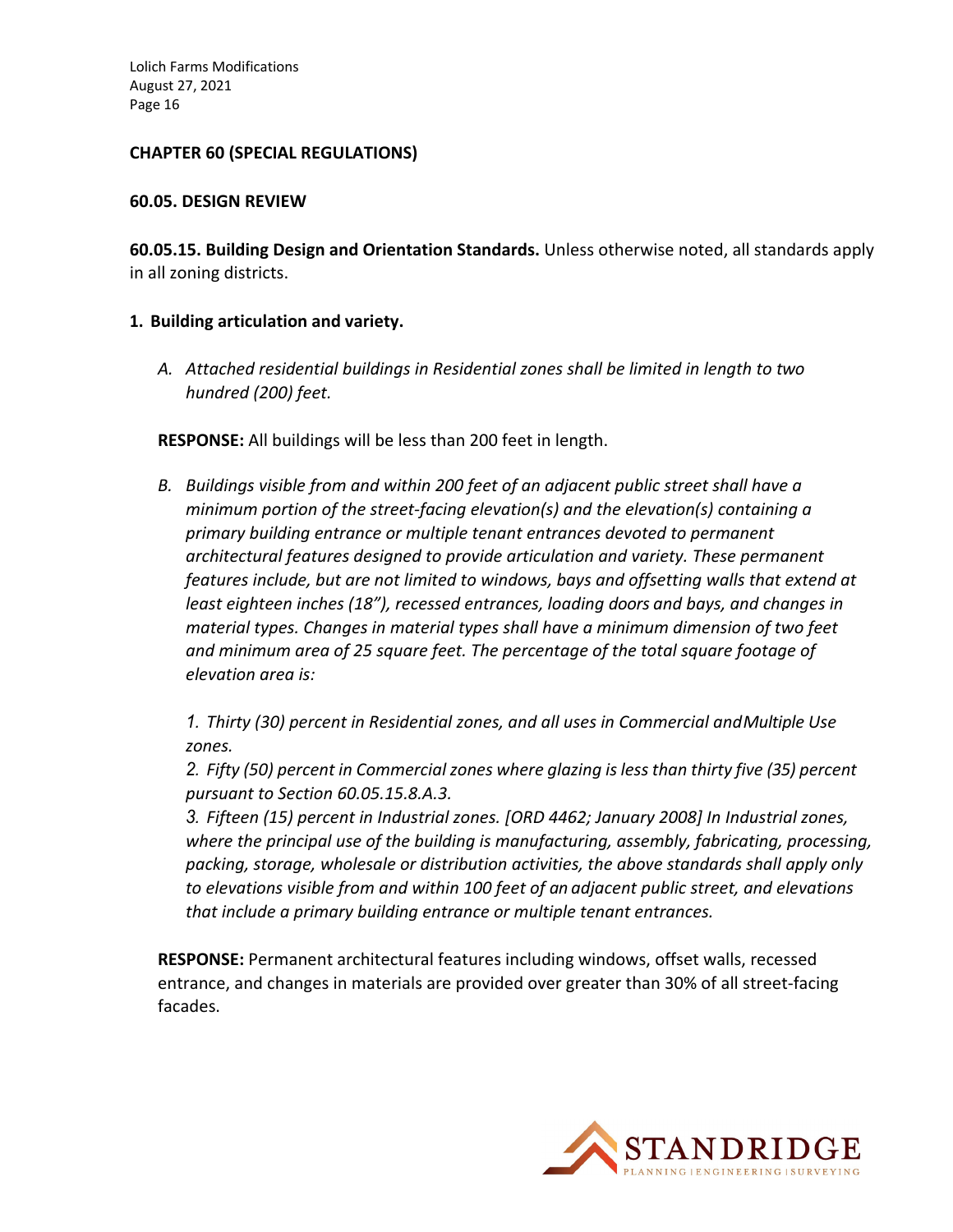## CHAPTER 60 (SPECIAL REGULATIONS)

### 60.05. DESIGN REVIEW

**60.05.15. Building Design and Orientation Standards.** Unless otherwise noted, all standards apply in all zoning districts.

**1. Building articulation and variety.**

*A. Attached residential buildings in Residential zones shall be limited in length to two hundred (200) feet.*

**RESPONSE:** All buildings will be less than 200 feet in length.

*B. Buildings visible from and within 200 feet of an adjacent public street shall have a minimum portion of the street-facing elevation(s) and the elevation(s) containing a primary building entrance or multiple tenant entrances devoted to permanent architectural features designed to provide articulation and variety. These permanent features include, but are not limited to windows, bays and offsetting walls that extend at least eighteen inches (18"), recessed entrances, loading doors and bays, and changes in material types. Changes in material types shall have a minimum dimension of two feet and minimum area of 25 square feet. The percentage of the total square footage of elevation area is:*

*1. Thirty (30) percent in Residential zones, and all uses in Commercial and Multiple Use zones.*

*2. Fifty (50) percent in Commercial zones where glazing is less than thirty five (35) percent pursuant to Section 60.05.15.8.A.3.*

*3. Fifteen (15) percent in Industrial zones. [ORD 4462; January 2008] In Industrial zones, where the principal use of the building is manufacturing, assembly, fabricating, processing, packing, storage, wholesale or distribution activities, the above standards shall apply only to elevations visible from and within 100 feet of an adjacent public street, and elevations that include a primary building entrance or multiple tenant entrances.*

**RESPONSE:** Permanent architectural features including windows, offset walls, recessed entrance, and changes in materials are provided over greater than 30% of all street-facing facades.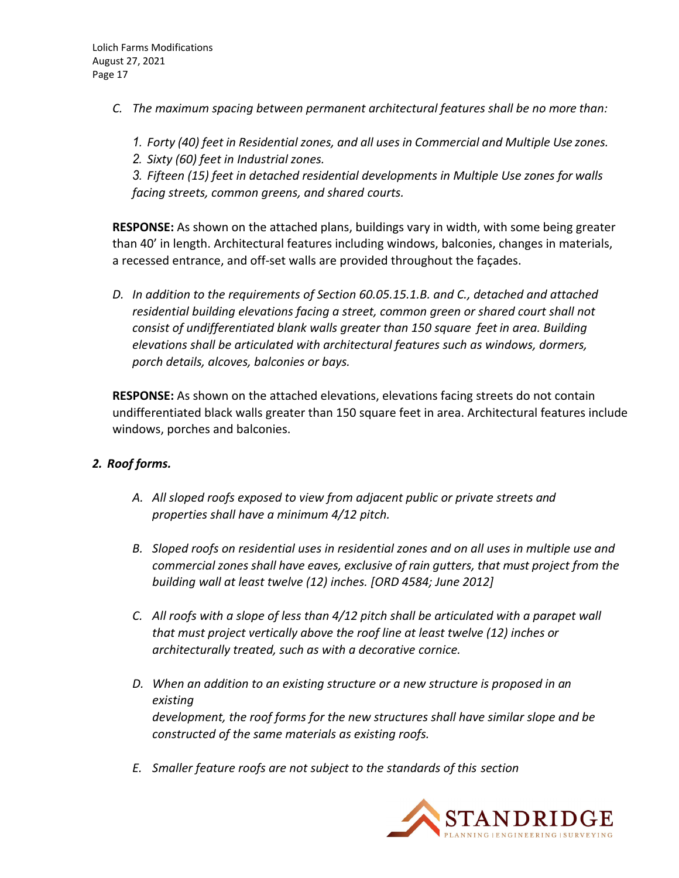*C. The maximum spacing between permanent architectural features shall be no more than:*

*1. Forty (40) feet in Residential zones, and all uses in Commercial and Multiple Use zones.*
*2. Sixty (60) feet in Industrial zones.*
*3. Fifteen (15) feet in detached residential developments in Multiple Use zones for walls facing streets, common greens, and shared courts.*

**RESPONSE:** As shown on the attached plans, buildings vary in width, with some being greater than 40' in length. Architectural features including windows, balconies, changes in materials, a recessed entrance, and off-set walls are provided throughout the façades.

*D. In addition to the requirements of Section 60.05.15.1.B. and C., detached and attached residential building elevations facing a street, common green or shared court shall not consist of undifferentiated blank walls greater than 150 square feet in area. Building elevations shall be articulated with architectural features such as windows, dormers, porch details, alcoves, balconies or bays.*

**RESPONSE:** As shown on the attached elevations, elevations facing streets do not contain undifferentiated black walls greater than 150 square feet in area. Architectural features include windows, porches and balconies.

***2. Roof forms.***

*A. All sloped roofs exposed to view from adjacent public or private streets and properties shall have a minimum 4/12 pitch.*

*B. Sloped roofs on residential uses in residential zones and on all uses in multiple use and commercial zones shall have eaves, exclusive of rain gutters, that must project from the building wall at least twelve (12) inches. [ORD 4584; June 2012]*

*C. All roofs with a slope of less than 4/12 pitch shall be articulated with a parapet wall that must project vertically above the roof line at least twelve (12) inches or architecturally treated, such as with a decorative cornice.*

*D. When an addition to an existing structure or a new structure is proposed in an existing development, the roof forms for the new structures shall have similar slope and be constructed of the same materials as existing roofs.*

*E. Smaller feature roofs are not subject to the standards of this section*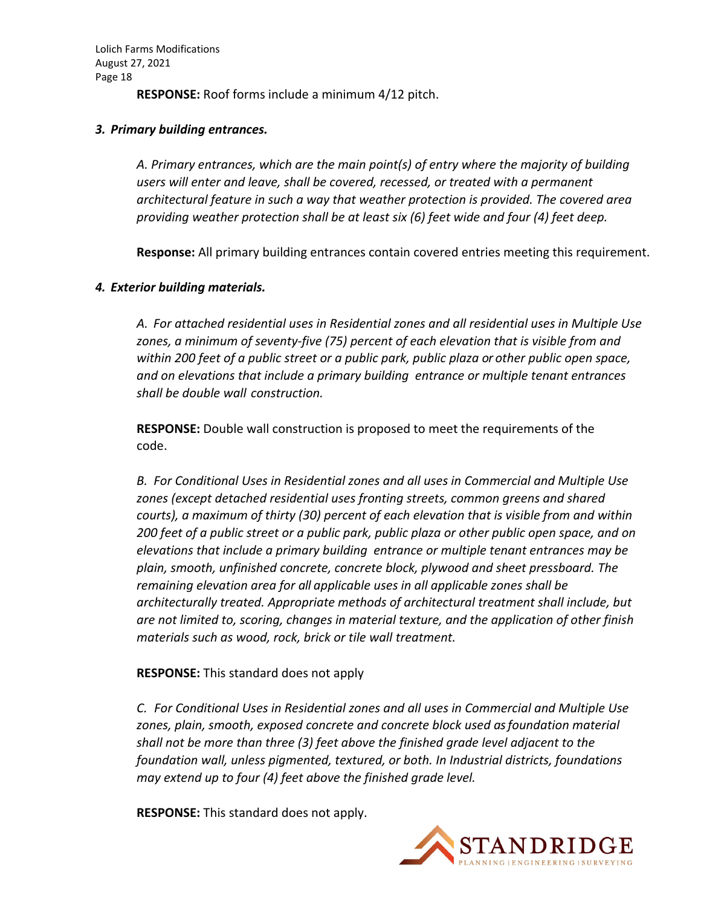**RESPONSE:** Roof forms include a minimum 4/12 pitch.

***3. Primary building entrances.***

*A. Primary entrances, which are the main point(s) of entry where the majority of building users will enter and leave, shall be covered, recessed, or treated with a permanent architectural feature in such a way that weather protection is provided. The covered area providing weather protection shall be at least six (6) feet wide and four (4) feet deep.*

**Response:** All primary building entrances contain covered entries meeting this requirement.

***4. Exterior building materials.***

*A. For attached residential uses in Residential zones and all residential uses in Multiple Use zones, a minimum of seventy-five (75) percent of each elevation that is visible from and within 200 feet of a public street or a public park, public plaza or other public open space, and on elevations that include a primary building entrance or multiple tenant entrances shall be double wall construction.*

**RESPONSE:** Double wall construction is proposed to meet the requirements of the code.

*B. For Conditional Uses in Residential zones and all uses in Commercial and Multiple Use zones (except detached residential uses fronting streets, common greens and shared courts), a maximum of thirty (30) percent of each elevation that is visible from and within 200 feet of a public street or a public park, public plaza or other public open space, and on elevations that include a primary building entrance or multiple tenant entrances may be plain, smooth, unfinished concrete, concrete block, plywood and sheet pressboard. The remaining elevation area for all applicable uses in all applicable zones shall be architecturally treated. Appropriate methods of architectural treatment shall include, but are not limited to, scoring, changes in material texture, and the application of other finish materials such as wood, rock, brick or tile wall treatment.*

**RESPONSE:** This standard does not apply

*C. For Conditional Uses in Residential zones and all uses in Commercial and Multiple Use zones, plain, smooth, exposed concrete and concrete block used as foundation material shall not be more than three (3) feet above the finished grade level adjacent to the foundation wall, unless pigmented, textured, or both. In Industrial districts, foundations may extend up to four (4) feet above the finished grade level.*

**RESPONSE:** This standard does not apply.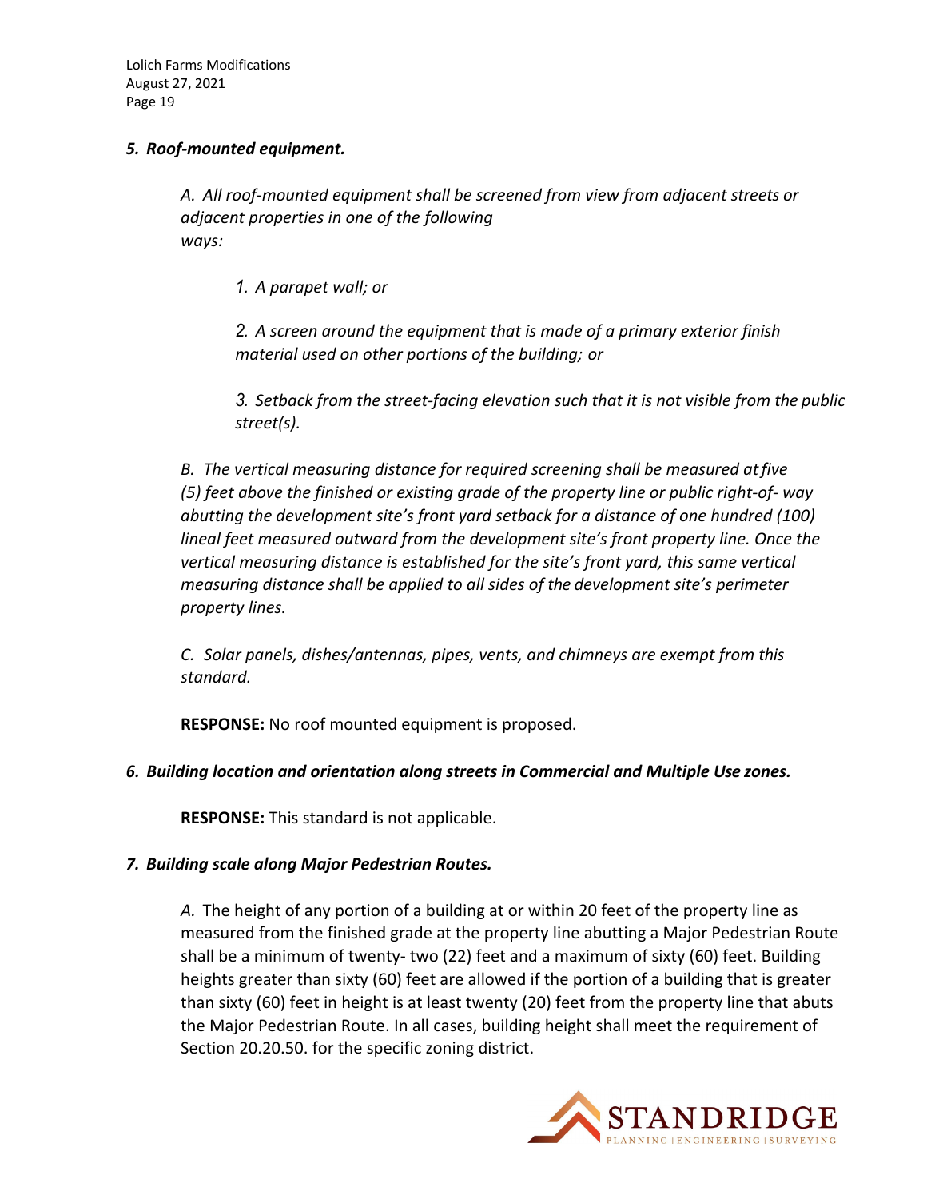*5. **Roof-mounted equipment.***

*A. All roof-mounted equipment shall be screened from view from adjacent streets or adjacent properties in one of the following ways:*

*1. A parapet wall; or*

*2. A screen around the equipment that is made of a primary exterior finish material used on other portions of the building; or*

*3. Setback from the street-facing elevation such that it is not visible from the public street(s).*

*B. The vertical measuring distance for required screening shall be measured at five (5) feet above the finished or existing grade of the property line or public right-of- way abutting the development site's front yard setback for a distance of one hundred (100) lineal feet measured outward from the development site's front property line. Once the vertical measuring distance is established for the site's front yard, this same vertical measuring distance shall be applied to all sides of the development site's perimeter property lines.*

*C. Solar panels, dishes/antennas, pipes, vents, and chimneys are exempt from this standard.*

**RESPONSE:** No roof mounted equipment is proposed.

*6. **Building location and orientation along streets in Commercial and Multiple Use zones.***

**RESPONSE:** This standard is not applicable.

*7. **Building scale along Major Pedestrian Routes.***

*A.* The height of any portion of a building at or within 20 feet of the property line as measured from the finished grade at the property line abutting a Major Pedestrian Route shall be a minimum of twenty- two (22) feet and a maximum of sixty (60) feet. Building heights greater than sixty (60) feet are allowed if the portion of a building that is greater than sixty (60) feet in height is at least twenty (20) feet from the property line that abuts the Major Pedestrian Route. In all cases, building height shall meet the requirement of Section 20.20.50. for the specific zoning district.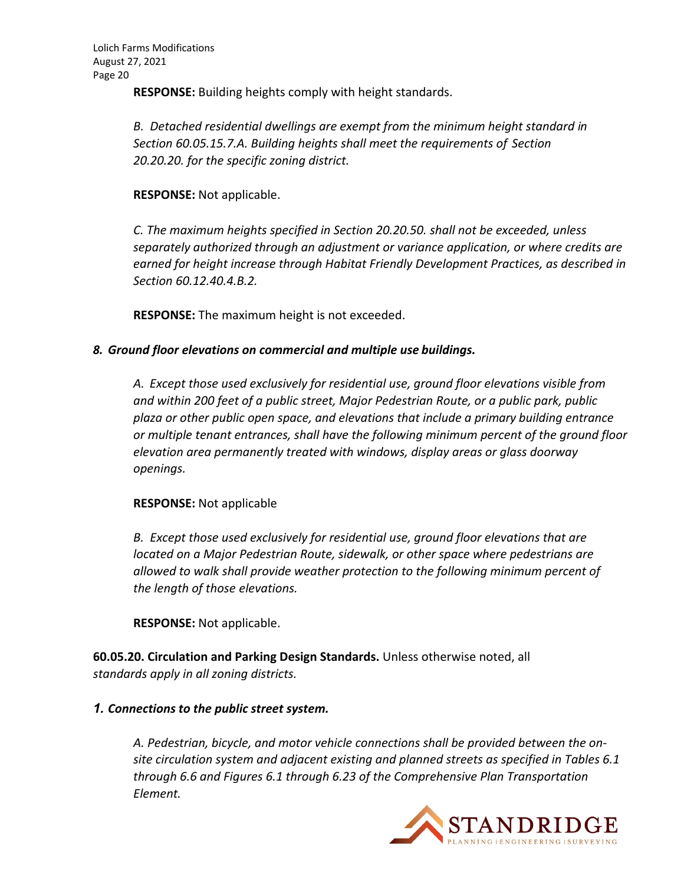**RESPONSE:** Building heights comply with height standards.

*B. Detached residential dwellings are exempt from the minimum height standard in Section 60.05.15.7.A. Building heights shall meet the requirements of Section 20.20.20. for the specific zoning district.*

**RESPONSE:** Not applicable.

*C. The maximum heights specified in Section 20.20.50. shall not be exceeded, unless separately authorized through an adjustment or variance application, or where credits are earned for height increase through Habitat Friendly Development Practices, as described in Section 60.12.40.4.B.2.*

**RESPONSE:** The maximum height is not exceeded.

***8. Ground floor elevations on commercial and multiple use buildings.***

*A. Except those used exclusively for residential use, ground floor elevations visible from and within 200 feet of a public street, Major Pedestrian Route, or a public park, public plaza or other public open space, and elevations that include a primary building entrance or multiple tenant entrances, shall have the following minimum percent of the ground floor elevation area permanently treated with windows, display areas or glass doorway openings.*

**RESPONSE:** Not applicable

*B. Except those used exclusively for residential use, ground floor elevations that are located on a Major Pedestrian Route, sidewalk, or other space where pedestrians are allowed to walk shall provide weather protection to the following minimum percent of the length of those elevations.*

**RESPONSE:** Not applicable.

**60.05.20. Circulation and Parking Design Standards.** Unless otherwise noted, all *standards apply in all zoning districts.*

***1. Connections to the public street system.***

*A. Pedestrian, bicycle, and motor vehicle connections shall be provided between the on-site circulation system and adjacent existing and planned streets as specified in Tables 6.1 through 6.6 and Figures 6.1 through 6.23 of the Comprehensive Plan Transportation Element.*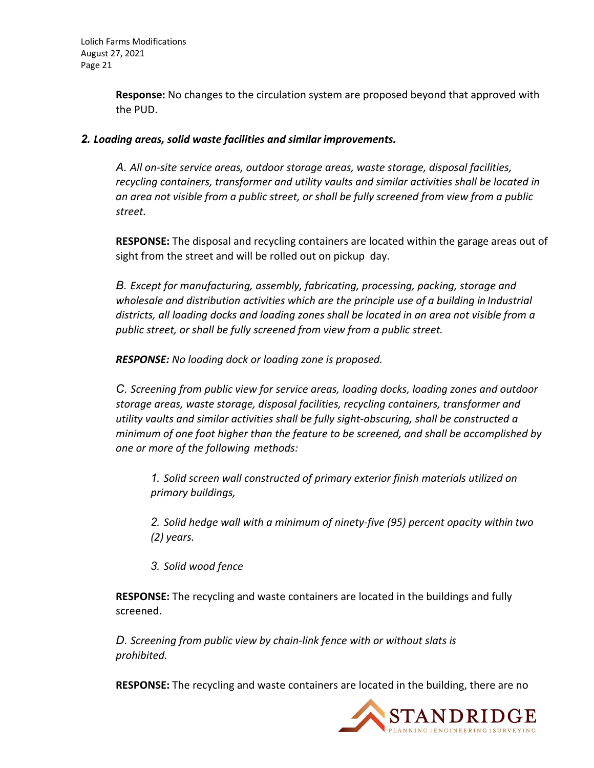**Response:** No changes to the circulation system are proposed beyond that approved with the PUD.

***2. Loading areas, solid waste facilities and similar improvements.***

*A. All on-site service areas, outdoor storage areas, waste storage, disposal facilities, recycling containers, transformer and utility vaults and similar activities shall be located in an area not visible from a public street, or shall be fully screened from view from a public street.*

**RESPONSE:** The disposal and recycling containers are located within the garage areas out of sight from the street and will be rolled out on pickup day.

*B. Except for manufacturing, assembly, fabricating, processing, packing, storage and wholesale and distribution activities which are the principle use of a building in Industrial districts, all loading docks and loading zones shall be located in an area not visible from a public street, or shall be fully screened from view from a public street.*

***RESPONSE:*** *No loading dock or loading zone is proposed.*

*C. Screening from public view for service areas, loading docks, loading zones and outdoor storage areas, waste storage, disposal facilities, recycling containers, transformer and utility vaults and similar activities shall be fully sight-obscuring, shall be constructed a minimum of one foot higher than the feature to be screened, and shall be accomplished by one or more of the following methods:*

*1. Solid screen wall constructed of primary exterior finish materials utilized on primary buildings,*

*2. Solid hedge wall with a minimum of ninety-five (95) percent opacity within two (2) years.*

*3. Solid wood fence*

**RESPONSE:** The recycling and waste containers are located in the buildings and fully screened.

*D. Screening from public view by chain-link fence with or without slats is prohibited.*

**RESPONSE:** The recycling and waste containers are located in the building, there are no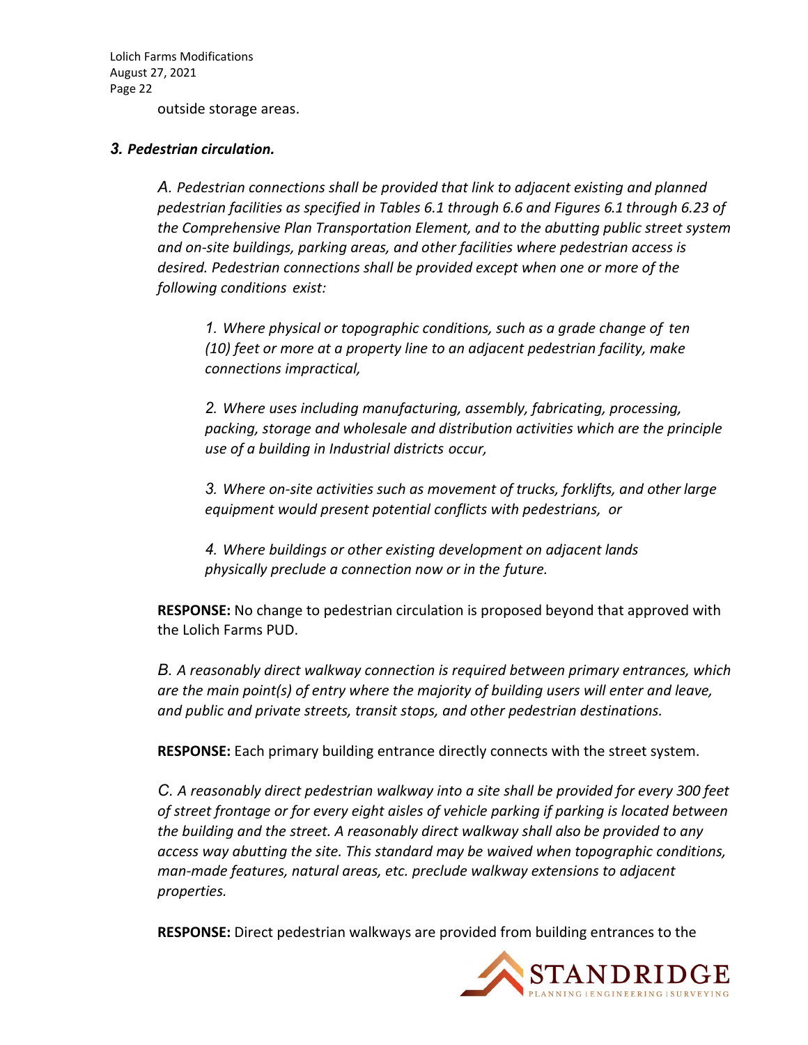outside storage areas.

***3. Pedestrian circulation.***

*A. Pedestrian connections shall be provided that link to adjacent existing and planned pedestrian facilities as specified in Tables 6.1 through 6.6 and Figures 6.1 through 6.23 of the Comprehensive Plan Transportation Element, and to the abutting public street system and on-site buildings, parking areas, and other facilities where pedestrian access is desired. Pedestrian connections shall be provided except when one or more of the following conditions exist:*

> *1. Where physical or topographic conditions, such as a grade change of ten (10) feet or more at a property line to an adjacent pedestrian facility, make connections impractical,*
>
> *2. Where uses including manufacturing, assembly, fabricating, processing, packing, storage and wholesale and distribution activities which are the principle use of a building in Industrial districts occur,*
>
> *3. Where on-site activities such as movement of trucks, forklifts, and other large equipment would present potential conflicts with pedestrians, or*
>
> *4. Where buildings or other existing development on adjacent lands physically preclude a connection now or in the future.*

**RESPONSE:** No change to pedestrian circulation is proposed beyond that approved with the Lolich Farms PUD.

*B. A reasonably direct walkway connection is required between primary entrances, which are the main point(s) of entry where the majority of building users will enter and leave, and public and private streets, transit stops, and other pedestrian destinations.*

**RESPONSE:** Each primary building entrance directly connects with the street system.

*C. A reasonably direct pedestrian walkway into a site shall be provided for every 300 feet of street frontage or for every eight aisles of vehicle parking if parking is located between the building and the street. A reasonably direct walkway shall also be provided to any access way abutting the site. This standard may be waived when topographic conditions, man-made features, natural areas, etc. preclude walkway extensions to adjacent properties.*

**RESPONSE:** Direct pedestrian walkways are provided from building entrances to the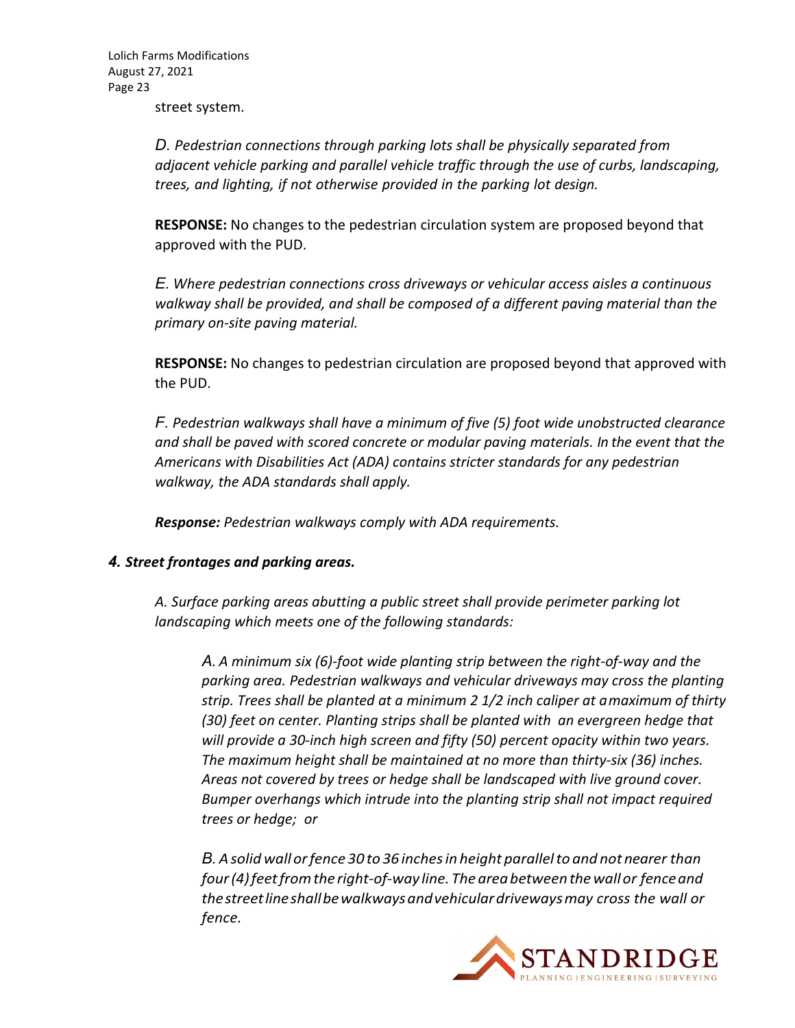street system.

*D. Pedestrian connections through parking lots shall be physically separated from adjacent vehicle parking and parallel vehicle traffic through the use of curbs, landscaping, trees, and lighting, if not otherwise provided in the parking lot design.*

**RESPONSE:** No changes to the pedestrian circulation system are proposed beyond that approved with the PUD.

*E. Where pedestrian connections cross driveways or vehicular access aisles a continuous walkway shall be provided, and shall be composed of a different paving material than the primary on-site paving material.*

**RESPONSE:** No changes to pedestrian circulation are proposed beyond that approved with the PUD.

*F. Pedestrian walkways shall have a minimum of five (5) foot wide unobstructed clearance and shall be paved with scored concrete or modular paving materials. In the event that the Americans with Disabilities Act (ADA) contains stricter standards for any pedestrian walkway, the ADA standards shall apply.*

***Response:*** *Pedestrian walkways comply with ADA requirements.*

***4. Street frontages and parking areas.***

*A. Surface parking areas abutting a public street shall provide perimeter parking lot landscaping which meets one of the following standards:*

> *A. A minimum six (6)-foot wide planting strip between the right-of-way and the parking area. Pedestrian walkways and vehicular driveways may cross the planting strip. Trees shall be planted at a minimum 2 1/2 inch caliper at a maximum of thirty (30) feet on center. Planting strips shall be planted with an evergreen hedge that will provide a 30-inch high screen and fifty (50) percent opacity within two years. The maximum height shall be maintained at no more than thirty-six (36) inches. Areas not covered by trees or hedge shall be landscaped with live ground cover. Bumper overhangs which intrude into the planting strip shall not impact required trees or hedge; or*
>
> *B. A solid wall or fence 30 to 36 inches in height parallel to and not nearer than four (4) feet from the right-of-way line. The area between the wall or fence and the street line shall be walkways and vehicular driveways may cross the wall or fence.*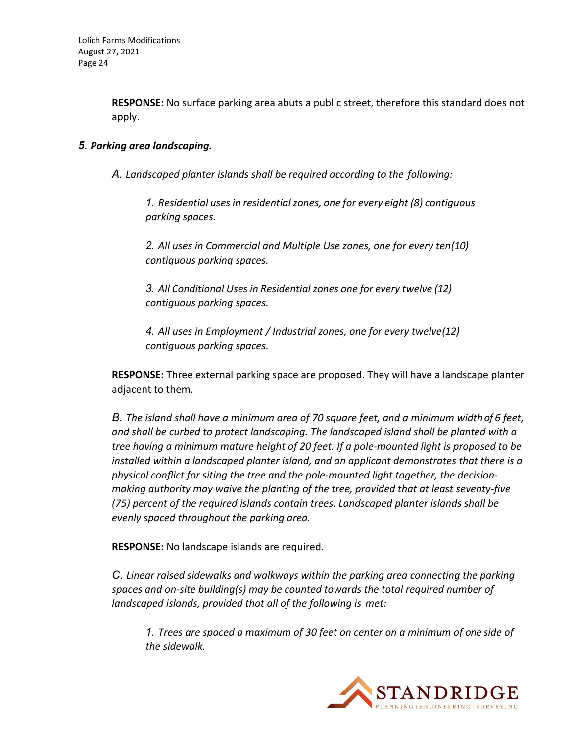**RESPONSE:** No surface parking area abuts a public street, therefore this standard does not apply.

*5. Parking area landscaping.*

*A. Landscaped planter islands shall be required according to the following:*

*1. Residential uses in residential zones, one for every eight (8) contiguous parking spaces.*

*2. All uses in Commercial and Multiple Use zones, one for every ten(10) contiguous parking spaces.*

*3. All Conditional Uses in Residential zones one for every twelve (12) contiguous parking spaces.*

*4. All uses in Employment / Industrial zones, one for every twelve(12) contiguous parking spaces.*

**RESPONSE:** Three external parking space are proposed. They will have a landscape planter adjacent to them.

*B. The island shall have a minimum area of 70 square feet, and a minimum width of 6 feet, and shall be curbed to protect landscaping. The landscaped island shall be planted with a tree having a minimum mature height of 20 feet. If a pole-mounted light is proposed to be installed within a landscaped planter island, and an applicant demonstrates that there is a physical conflict for siting the tree and the pole-mounted light together, the decision-making authority may waive the planting of the tree, provided that at least seventy-five (75) percent of the required islands contain trees. Landscaped planter islands shall be evenly spaced throughout the parking area.*

**RESPONSE:** No landscape islands are required.

*C. Linear raised sidewalks and walkways within the parking area connecting the parking spaces and on-site building(s) may be counted towards the total required number of landscaped islands, provided that all of the following is met:*

*1. Trees are spaced a maximum of 30 feet on center on a minimum of one side of the sidewalk.*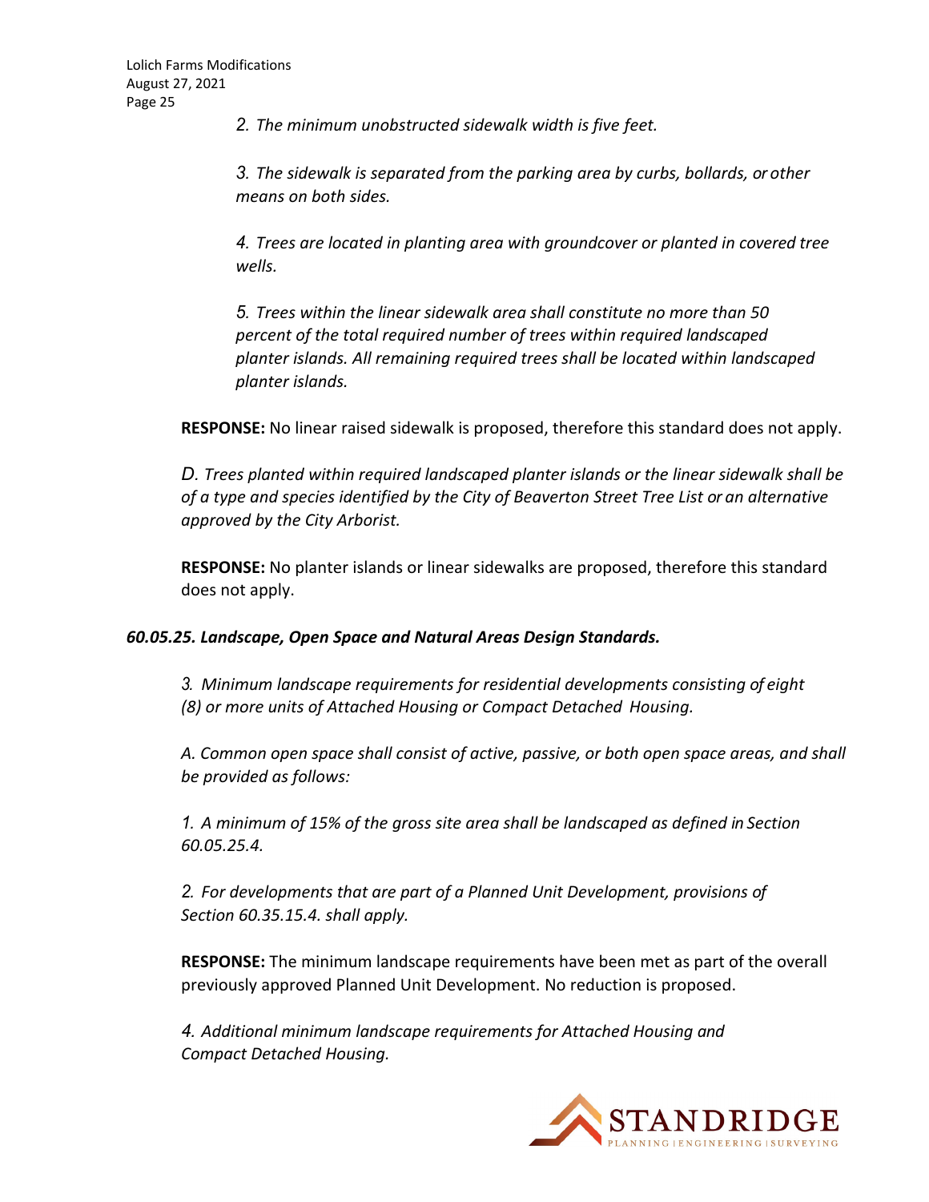*2. The minimum unobstructed sidewalk width is five feet.*

*3. The sidewalk is separated from the parking area by curbs, bollards, or other means on both sides.*

*4. Trees are located in planting area with groundcover or planted in covered tree wells.*

*5. Trees within the linear sidewalk area shall constitute no more than 50 percent of the total required number of trees within required landscaped planter islands. All remaining required trees shall be located within landscaped planter islands.*

**RESPONSE:** No linear raised sidewalk is proposed, therefore this standard does not apply.

*D. Trees planted within required landscaped planter islands or the linear sidewalk shall be of a type and species identified by the City of Beaverton Street Tree List or an alternative approved by the City Arborist.*

**RESPONSE:** No planter islands or linear sidewalks are proposed, therefore this standard does not apply.

***60.05.25. Landscape, Open Space and Natural Areas Design Standards.***

*3. Minimum landscape requirements for residential developments consisting of eight (8) or more units of Attached Housing or Compact Detached Housing.*

*A. Common open space shall consist of active, passive, or both open space areas, and shall be provided as follows:*

*1. A minimum of 15% of the gross site area shall be landscaped as defined in Section 60.05.25.4.*

*2. For developments that are part of a Planned Unit Development, provisions of Section 60.35.15.4. shall apply.*

**RESPONSE:** The minimum landscape requirements have been met as part of the overall previously approved Planned Unit Development. No reduction is proposed.

*4. Additional minimum landscape requirements for Attached Housing and Compact Detached Housing.*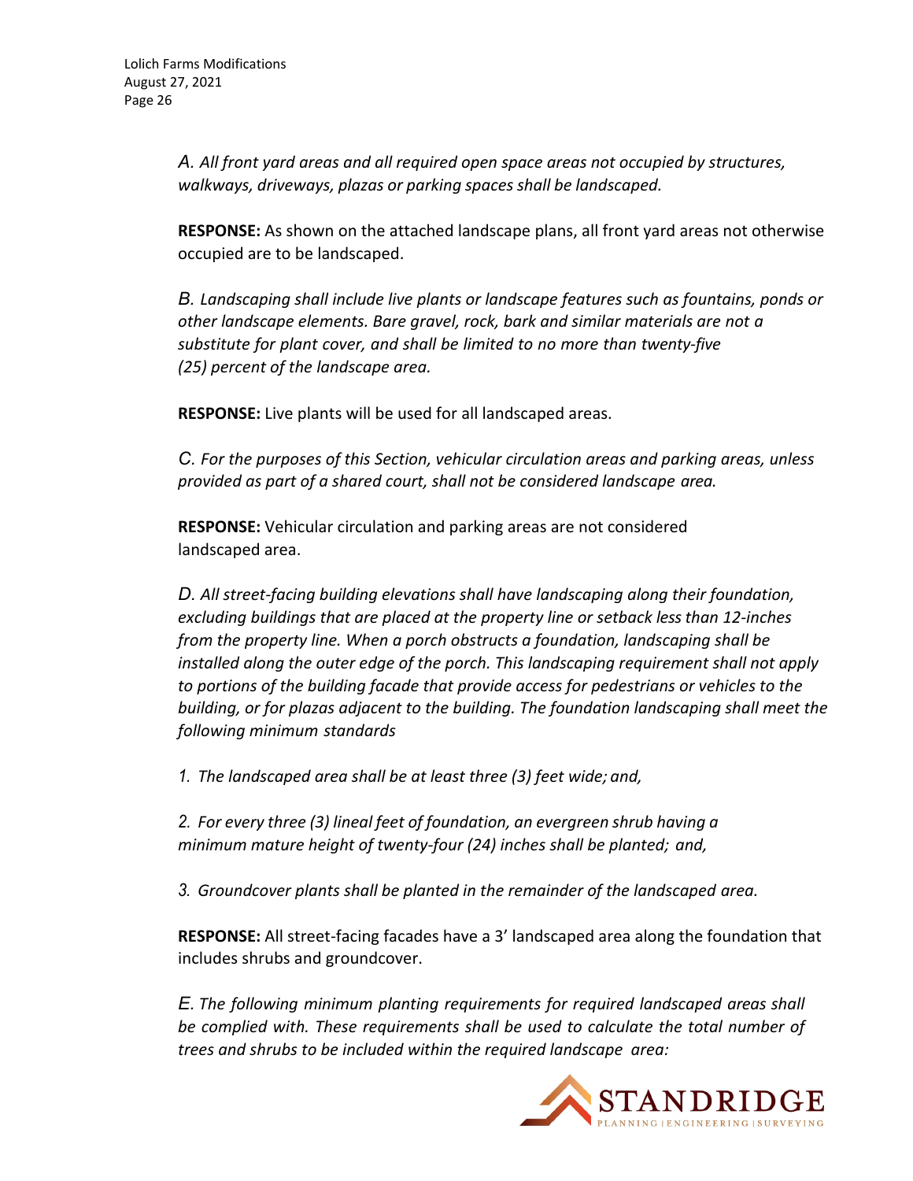*A. All front yard areas and all required open space areas not occupied by structures, walkways, driveways, plazas or parking spaces shall be landscaped.*

**RESPONSE:** As shown on the attached landscape plans, all front yard areas not otherwise occupied are to be landscaped.

*B. Landscaping shall include live plants or landscape features such as fountains, ponds or other landscape elements. Bare gravel, rock, bark and similar materials are not a substitute for plant cover, and shall be limited to no more than twenty-five (25) percent of the landscape area.*

**RESPONSE:** Live plants will be used for all landscaped areas.

*C. For the purposes of this Section, vehicular circulation areas and parking areas, unless provided as part of a shared court, shall not be considered landscape area.*

**RESPONSE:** Vehicular circulation and parking areas are not considered landscaped area.

*D. All street-facing building elevations shall have landscaping along their foundation, excluding buildings that are placed at the property line or setback less than 12-inches from the property line. When a porch obstructs a foundation, landscaping shall be installed along the outer edge of the porch. This landscaping requirement shall not apply to portions of the building facade that provide access for pedestrians or vehicles to the building, or for plazas adjacent to the building. The foundation landscaping shall meet the following minimum standards*

*1. The landscaped area shall be at least three (3) feet wide; and,*

*2. For every three (3) lineal feet of foundation, an evergreen shrub having a minimum mature height of twenty-four (24) inches shall be planted; and,*

*3. Groundcover plants shall be planted in the remainder of the landscaped area.*

**RESPONSE:** All street-facing facades have a 3' landscaped area along the foundation that includes shrubs and groundcover.

*E. The following minimum planting requirements for required landscaped areas shall be complied with. These requirements shall be used to calculate the total number of trees and shrubs to be included within the required landscape area:*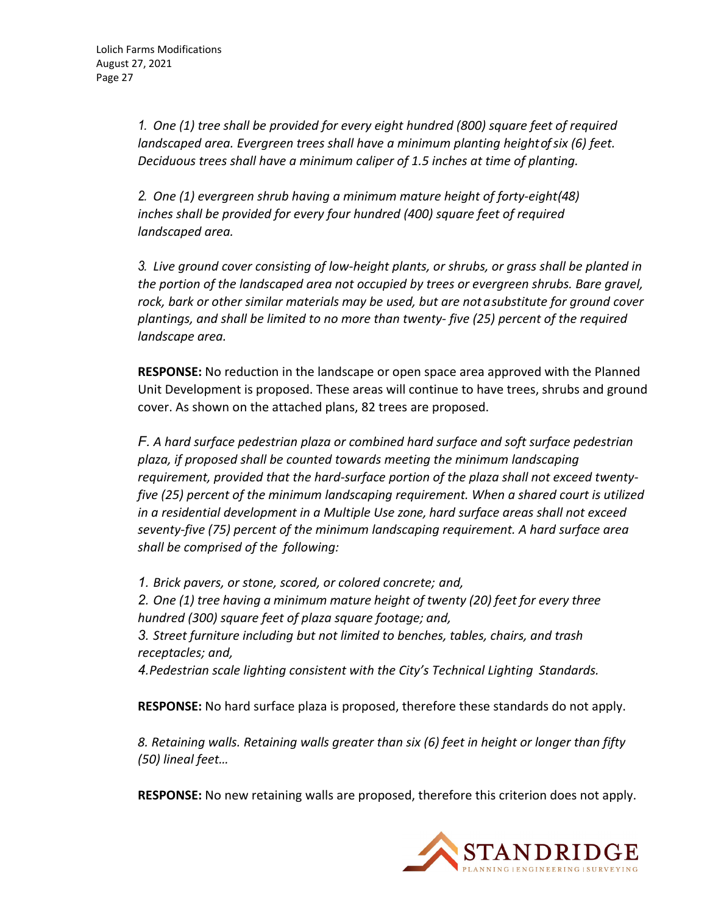*1. One (1) tree shall be provided for every eight hundred (800) square feet of required landscaped area. Evergreen trees shall have a minimum planting height of six (6) feet. Deciduous trees shall have a minimum caliper of 1.5 inches at time of planting.*

*2. One (1) evergreen shrub having a minimum mature height of forty-eight(48) inches shall be provided for every four hundred (400) square feet of required landscaped area.*

*3. Live ground cover consisting of low-height plants, or shrubs, or grass shall be planted in the portion of the landscaped area not occupied by trees or evergreen shrubs. Bare gravel, rock, bark or other similar materials may be used, but are not a substitute for ground cover plantings, and shall be limited to no more than twenty- five (25) percent of the required landscape area.*

**RESPONSE:** No reduction in the landscape or open space area approved with the Planned Unit Development is proposed. These areas will continue to have trees, shrubs and ground cover. As shown on the attached plans, 82 trees are proposed.

*F. A hard surface pedestrian plaza or combined hard surface and soft surface pedestrian plaza, if proposed shall be counted towards meeting the minimum landscaping requirement, provided that the hard-surface portion of the plaza shall not exceed twenty-five (25) percent of the minimum landscaping requirement. When a shared court is utilized in a residential development in a Multiple Use zone, hard surface areas shall not exceed seventy-five (75) percent of the minimum landscaping requirement. A hard surface area shall be comprised of the following:*

*1. Brick pavers, or stone, scored, or colored concrete; and,*
*2. One (1) tree having a minimum mature height of twenty (20) feet for every three hundred (300) square feet of plaza square footage; and,*
*3. Street furniture including but not limited to benches, tables, chairs, and trash receptacles; and,*
*4. Pedestrian scale lighting consistent with the City's Technical Lighting Standards.*

**RESPONSE:** No hard surface plaza is proposed, therefore these standards do not apply.

*8. Retaining walls. Retaining walls greater than six (6) feet in height or longer than fifty (50) lineal feet…*

**RESPONSE:** No new retaining walls are proposed, therefore this criterion does not apply.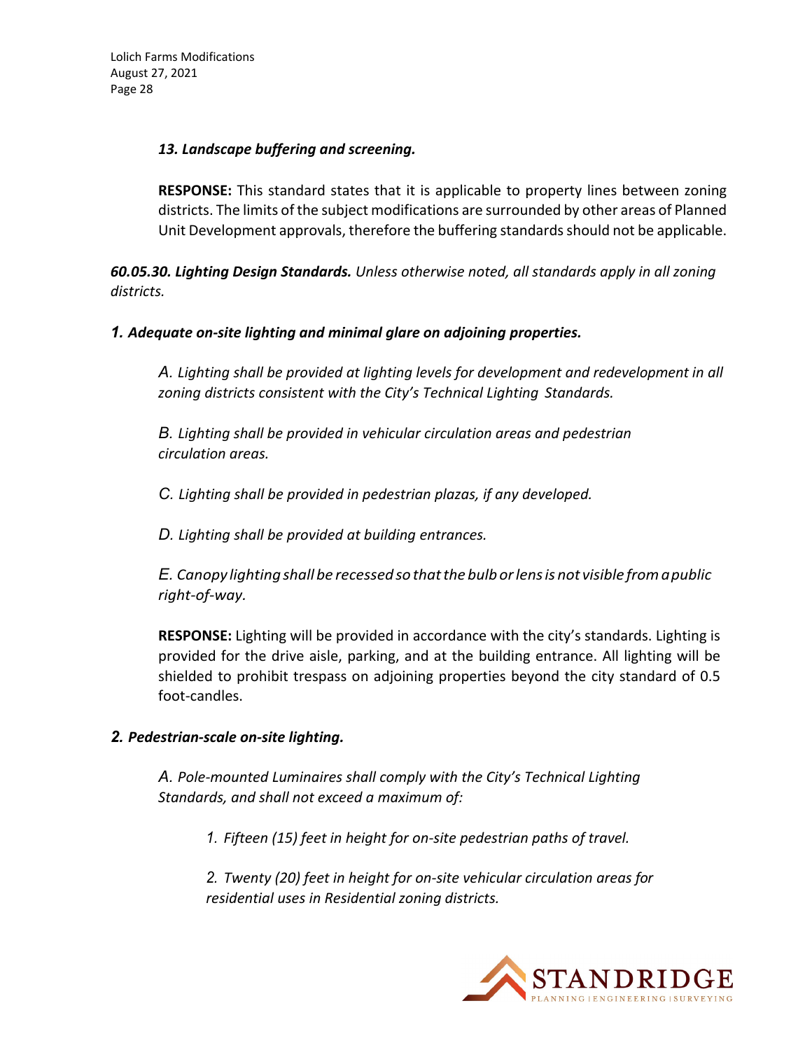***13. Landscape buffering and screening.***

**RESPONSE:** This standard states that it is applicable to property lines between zoning districts. The limits of the subject modifications are surrounded by other areas of Planned Unit Development approvals, therefore the buffering standards should not be applicable.

***60.05.30. Lighting Design Standards.*** *Unless otherwise noted, all standards apply in all zoning districts.*

***1. Adequate on-site lighting and minimal glare on adjoining properties.***

*A. Lighting shall be provided at lighting levels for development and redevelopment in all zoning districts consistent with the City's Technical Lighting Standards.*

*B. Lighting shall be provided in vehicular circulation areas and pedestrian circulation areas.*

*C. Lighting shall be provided in pedestrian plazas, if any developed.*

*D. Lighting shall be provided at building entrances.*

*E. Canopy lighting shall be recessed so that the bulb or lens is not visible from a public right-of-way.*

**RESPONSE:** Lighting will be provided in accordance with the city's standards. Lighting is provided for the drive aisle, parking, and at the building entrance. All lighting will be shielded to prohibit trespass on adjoining properties beyond the city standard of 0.5 foot-candles.

***2. Pedestrian-scale on-site lighting.***

*A. Pole-mounted Luminaires shall comply with the City's Technical Lighting Standards, and shall not exceed a maximum of:*

*1. Fifteen (15) feet in height for on-site pedestrian paths of travel.*

*2. Twenty (20) feet in height for on-site vehicular circulation areas for residential uses in Residential zoning districts.*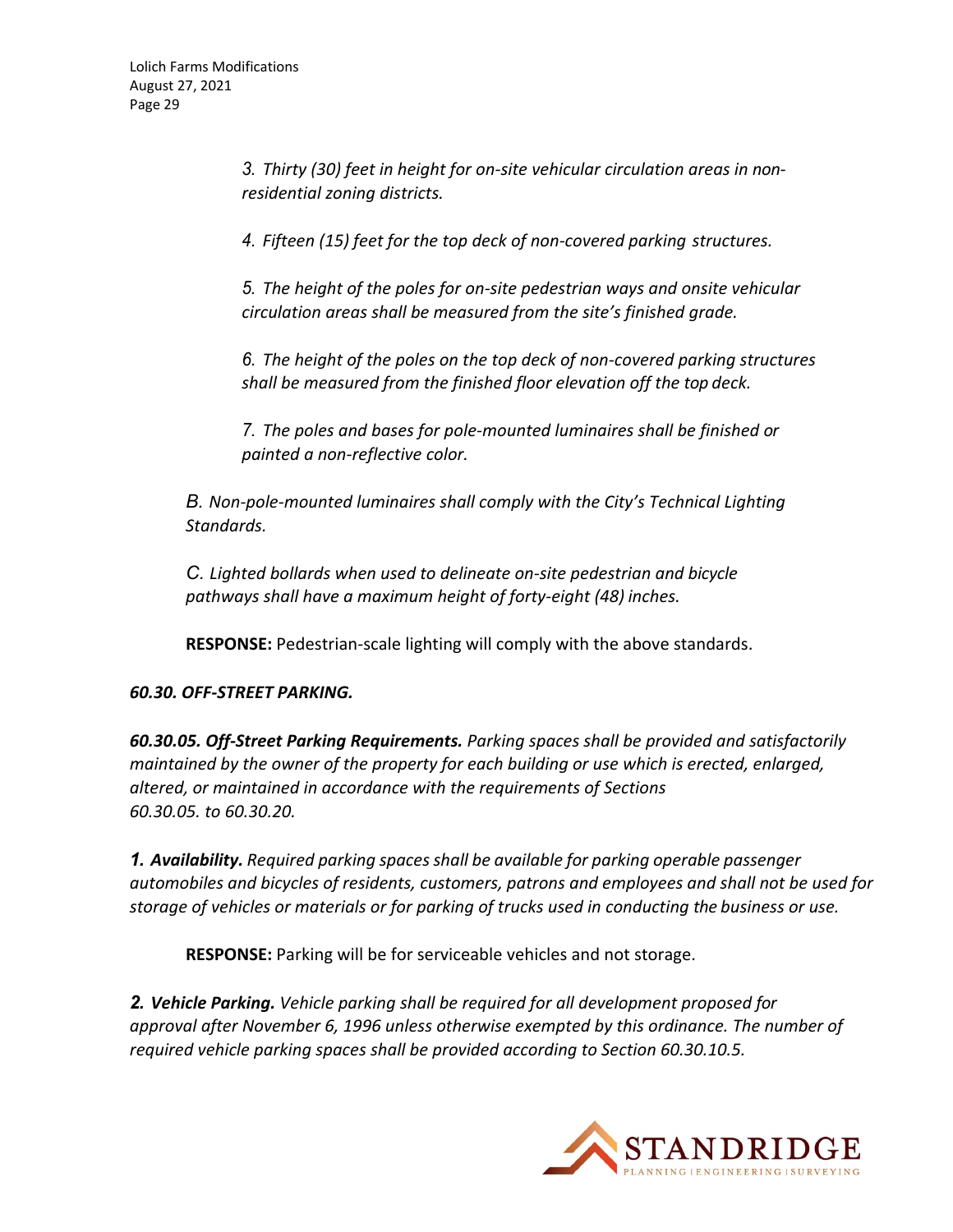*3. Thirty (30) feet in height for on-site vehicular circulation areas in non-residential zoning districts.*

*4. Fifteen (15) feet for the top deck of non-covered parking structures.*

*5. The height of the poles for on-site pedestrian ways and onsite vehicular circulation areas shall be measured from the site's finished grade.*

*6. The height of the poles on the top deck of non-covered parking structures shall be measured from the finished floor elevation off the top deck.*

*7. The poles and bases for pole-mounted luminaires shall be finished or painted a non-reflective color.*

*B. Non-pole-mounted luminaires shall comply with the City's Technical Lighting Standards.*

*C. Lighted bollards when used to delineate on-site pedestrian and bicycle pathways shall have a maximum height of forty-eight (48) inches.*

**RESPONSE:** Pedestrian-scale lighting will comply with the above standards.

***60.30. OFF-STREET PARKING.***

***60.30.05. Off-Street Parking Requirements.*** *Parking spaces shall be provided and satisfactorily maintained by the owner of the property for each building or use which is erected, enlarged, altered, or maintained in accordance with the requirements of Sections 60.30.05. to 60.30.20.*

***1. Availability.*** *Required parking spaces shall be available for parking operable passenger automobiles and bicycles of residents, customers, patrons and employees and shall not be used for storage of vehicles or materials or for parking of trucks used in conducting the business or use.*

**RESPONSE:** Parking will be for serviceable vehicles and not storage.

***2. Vehicle Parking.*** *Vehicle parking shall be required for all development proposed for approval after November 6, 1996 unless otherwise exempted by this ordinance. The number of required vehicle parking spaces shall be provided according to Section 60.30.10.5.*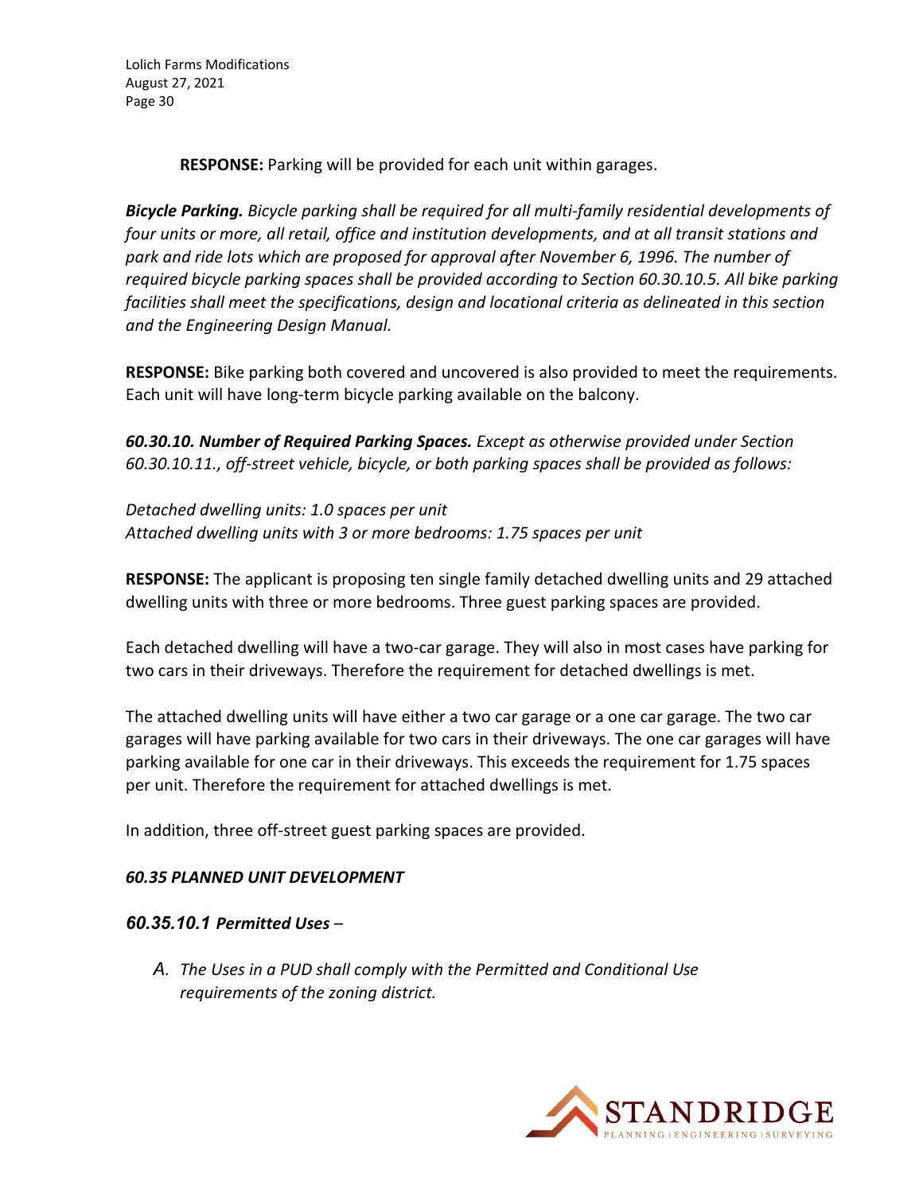**RESPONSE:** Parking will be provided for each unit within garages.

***Bicycle Parking.*** *Bicycle parking shall be required for all multi-family residential developments of four units or more, all retail, office and institution developments, and at all transit stations and park and ride lots which are proposed for approval after November 6, 1996. The number of required bicycle parking spaces shall be provided according to Section 60.30.10.5. All bike parking facilities shall meet the specifications, design and locational criteria as delineated in this section and the Engineering Design Manual.*

**RESPONSE:** Bike parking both covered and uncovered is also provided to meet the requirements. Each unit will have long-term bicycle parking available on the balcony.

***60.30.10. Number of Required Parking Spaces.*** *Except as otherwise provided under Section 60.30.10.11., off-street vehicle, bicycle, or both parking spaces shall be provided as follows:*

*Detached dwelling units: 1.0 spaces per unit*
*Attached dwelling units with 3 or more bedrooms: 1.75 spaces per unit*

**RESPONSE:** The applicant is proposing ten single family detached dwelling units and 29 attached dwelling units with three or more bedrooms. Three guest parking spaces are provided.

Each detached dwelling will have a two-car garage. They will also in most cases have parking for two cars in their driveways. Therefore the requirement for detached dwellings is met.

The attached dwelling units will have either a two car garage or a one car garage. The two car garages will have parking available for two cars in their driveways. The one car garages will have parking available for one car in their driveways. This exceeds the requirement for 1.75 spaces per unit. Therefore the requirement for attached dwellings is met.

In addition, three off-street guest parking spaces are provided.

### *60.35 PLANNED UNIT DEVELOPMENT*

#### *60.35.10.1 Permitted Uses* –

*A. The Uses in a PUD shall comply with the Permitted and Conditional Use requirements of the zoning district.*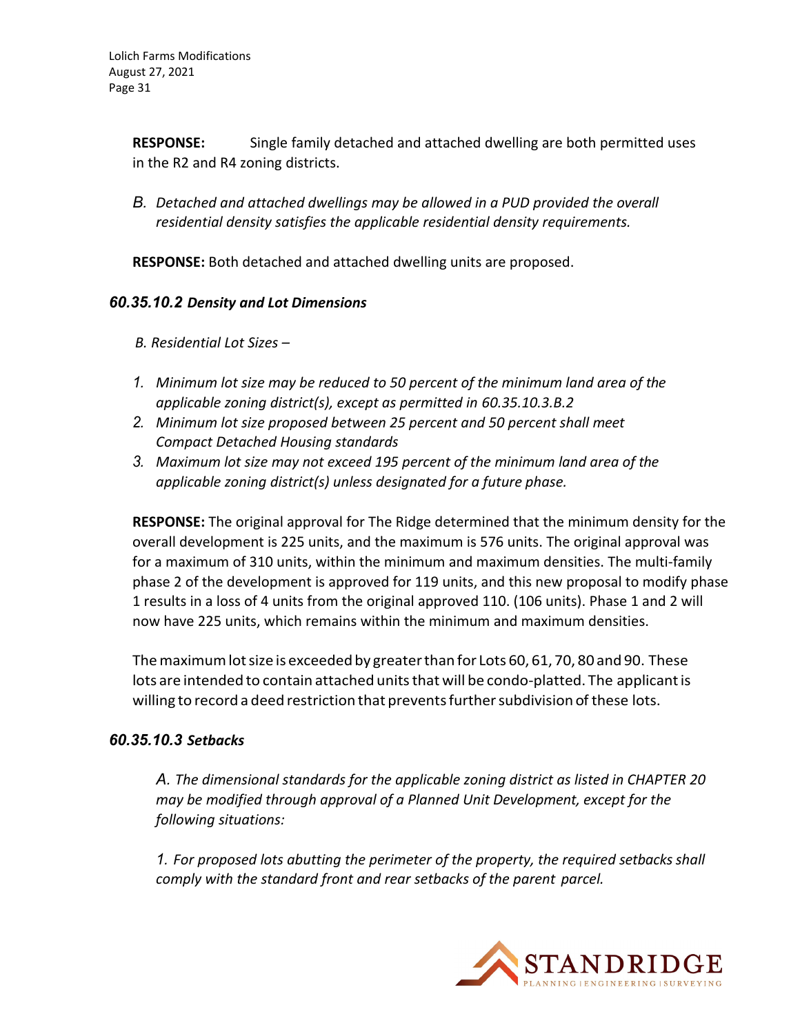**RESPONSE:** Single family detached and attached dwelling are both permitted uses in the R2 and R4 zoning districts.

*B. Detached and attached dwellings may be allowed in a PUD provided the overall residential density satisfies the applicable residential density requirements.*

**RESPONSE:** Both detached and attached dwelling units are proposed.

### *60.35.10.2 Density and Lot Dimensions*

*B. Residential Lot Sizes –*

1. *Minimum lot size may be reduced to 50 percent of the minimum land area of the applicable zoning district(s), except as permitted in 60.35.10.3.B.2*
2. *Minimum lot size proposed between 25 percent and 50 percent shall meet Compact Detached Housing standards*
3. *Maximum lot size may not exceed 195 percent of the minimum land area of the applicable zoning district(s) unless designated for a future phase.*

**RESPONSE:** The original approval for The Ridge determined that the minimum density for the overall development is 225 units, and the maximum is 576 units. The original approval was for a maximum of 310 units, within the minimum and maximum densities. The multi-family phase 2 of the development is approved for 119 units, and this new proposal to modify phase 1 results in a loss of 4 units from the original approved 110. (106 units). Phase 1 and 2 will now have 225 units, which remains within the minimum and maximum densities.

The maximum lot size is exceeded by greater than for Lots 60, 61, 70, 80 and 90. These lots are intended to contain attached units that will be condo-platted. The applicant is willing to record a deed restriction that prevents further subdivision of these lots.

### *60.35.10.3 Setbacks*

*A. The dimensional standards for the applicable zoning district as listed in CHAPTER 20 may be modified through approval of a Planned Unit Development, except for the following situations:*

*1. For proposed lots abutting the perimeter of the property, the required setbacks shall comply with the standard front and rear setbacks of the parent parcel.*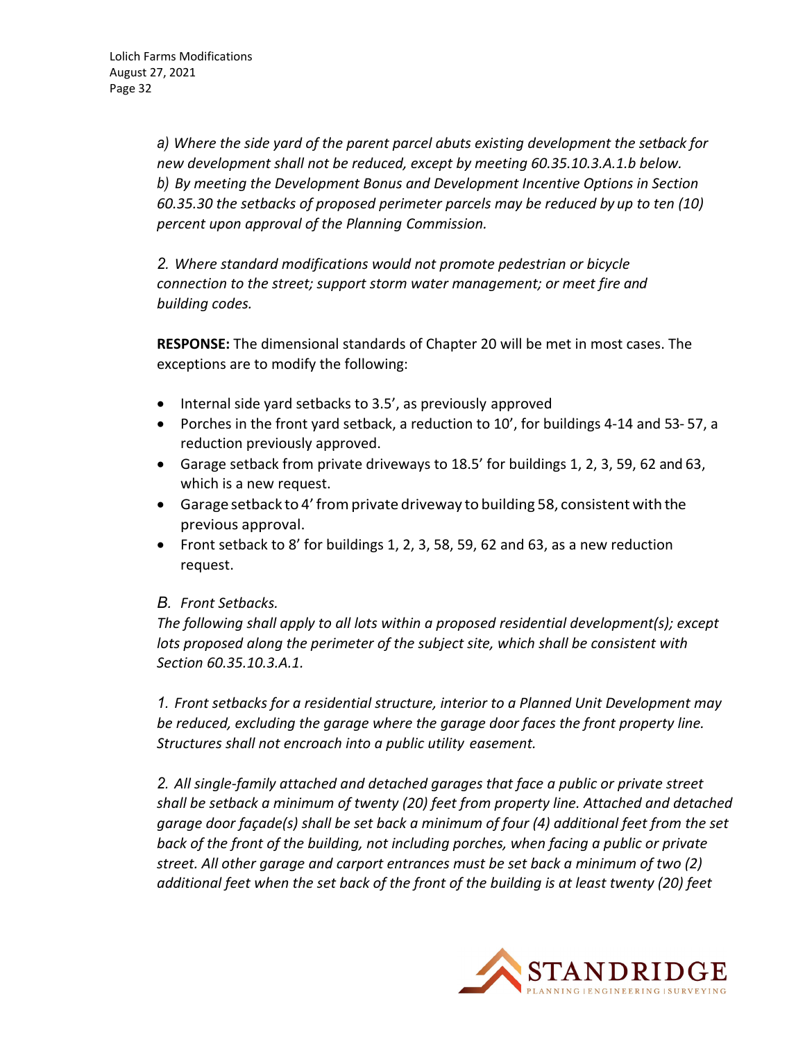*a) Where the side yard of the parent parcel abuts existing development the setback for new development shall not be reduced, except by meeting 60.35.10.3.A.1.b below.*
*b) By meeting the Development Bonus and Development Incentive Options in Section 60.35.30 the setbacks of proposed perimeter parcels may be reduced by up to ten (10) percent upon approval of the Planning Commission.*

*2. Where standard modifications would not promote pedestrian or bicycle connection to the street; support storm water management; or meet fire and building codes.*

**RESPONSE:** The dimensional standards of Chapter 20 will be met in most cases. The exceptions are to modify the following:

- Internal side yard setbacks to 3.5', as previously approved
- Porches in the front yard setback, a reduction to 10', for buildings 4-14 and 53- 57, a reduction previously approved.
- Garage setback from private driveways to 18.5' for buildings 1, 2, 3, 59, 62 and 63, which is a new request.
- Garage setback to 4' from private driveway to building 58, consistent with the previous approval.
- Front setback to 8' for buildings 1, 2, 3, 58, 59, 62 and 63, as a new reduction request.

*B. Front Setbacks.*
*The following shall apply to all lots within a proposed residential development(s); except lots proposed along the perimeter of the subject site, which shall be consistent with Section 60.35.10.3.A.1.*

*1. Front setbacks for a residential structure, interior to a Planned Unit Development may be reduced, excluding the garage where the garage door faces the front property line. Structures shall not encroach into a public utility easement.*

*2. All single-family attached and detached garages that face a public or private street shall be setback a minimum of twenty (20) feet from property line. Attached and detached garage door façade(s) shall be set back a minimum of four (4) additional feet from the set back of the front of the building, not including porches, when facing a public or private street. All other garage and carport entrances must be set back a minimum of two (2) additional feet when the set back of the front of the building is at least twenty (20) feet*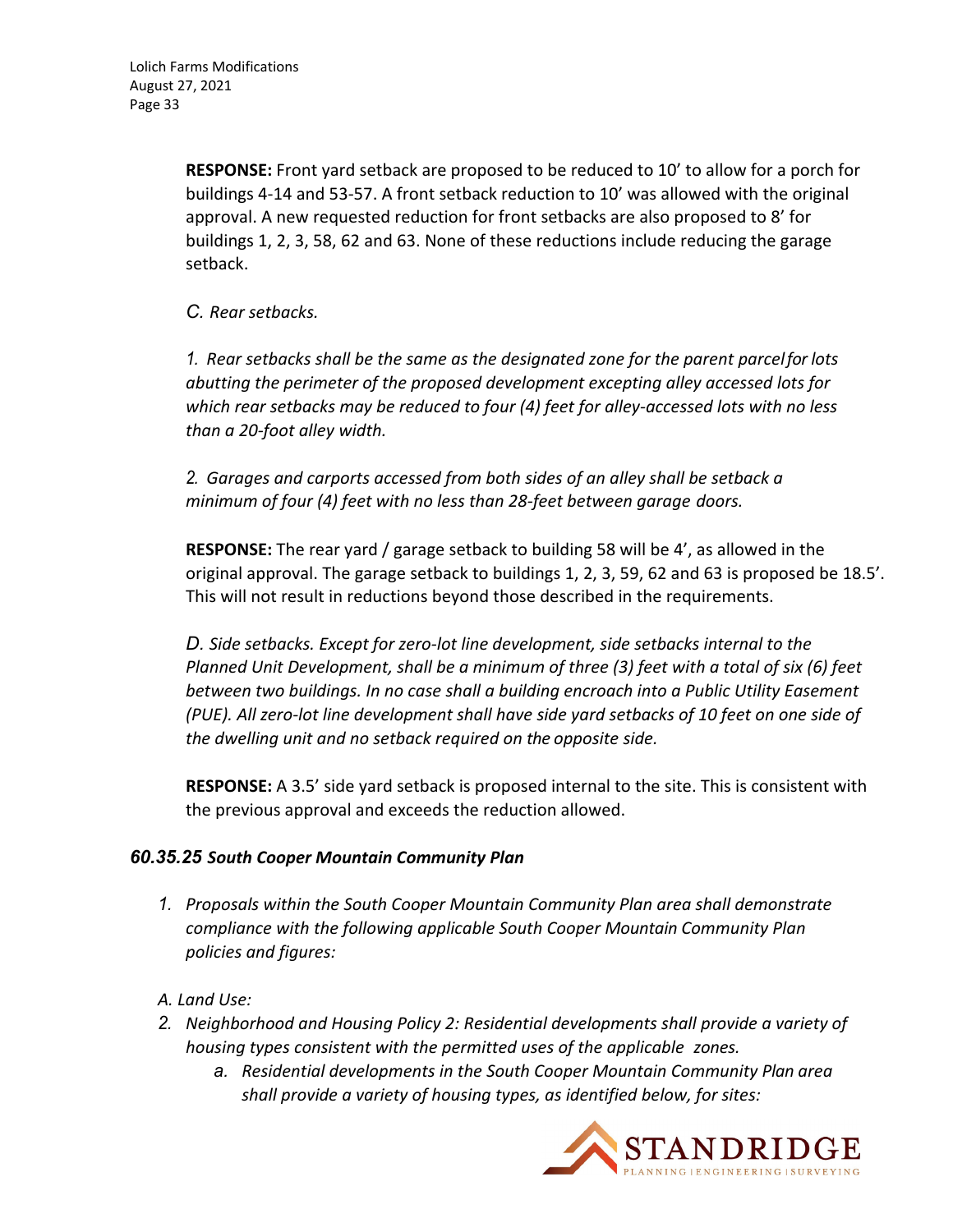**RESPONSE:** Front yard setback are proposed to be reduced to 10' to allow for a porch for buildings 4-14 and 53-57. A front setback reduction to 10' was allowed with the original approval. A new requested reduction for front setbacks are also proposed to 8' for buildings 1, 2, 3, 58, 62 and 63. None of these reductions include reducing the garage setback.

*C. Rear setbacks.*

*1. Rear setbacks shall be the same as the designated zone for the parent parcel for lots abutting the perimeter of the proposed development excepting alley accessed lots for which rear setbacks may be reduced to four (4) feet for alley-accessed lots with no less than a 20-foot alley width.*

*2. Garages and carports accessed from both sides of an alley shall be setback a minimum of four (4) feet with no less than 28-feet between garage doors.*

**RESPONSE:** The rear yard / garage setback to building 58 will be 4', as allowed in the original approval. The garage setback to buildings 1, 2, 3, 59, 62 and 63 is proposed be 18.5'. This will not result in reductions beyond those described in the requirements.

*D. Side setbacks. Except for zero-lot line development, side setbacks internal to the Planned Unit Development, shall be a minimum of three (3) feet with a total of six (6) feet between two buildings. In no case shall a building encroach into a Public Utility Easement (PUE). All zero-lot line development shall have side yard setbacks of 10 feet on one side of the dwelling unit and no setback required on the opposite side.*

**RESPONSE:** A 3.5' side yard setback is proposed internal to the site. This is consistent with the previous approval and exceeds the reduction allowed.

### *60.35.25 South Cooper Mountain Community Plan*

1. *Proposals within the South Cooper Mountain Community Plan area shall demonstrate compliance with the following applicable South Cooper Mountain Community Plan policies and figures:*

*A. Land Use:*

2. *Neighborhood and Housing Policy 2: Residential developments shall provide a variety of housing types consistent with the permitted uses of the applicable zones.*
   a. *Residential developments in the South Cooper Mountain Community Plan area shall provide a variety of housing types, as identified below, for sites:*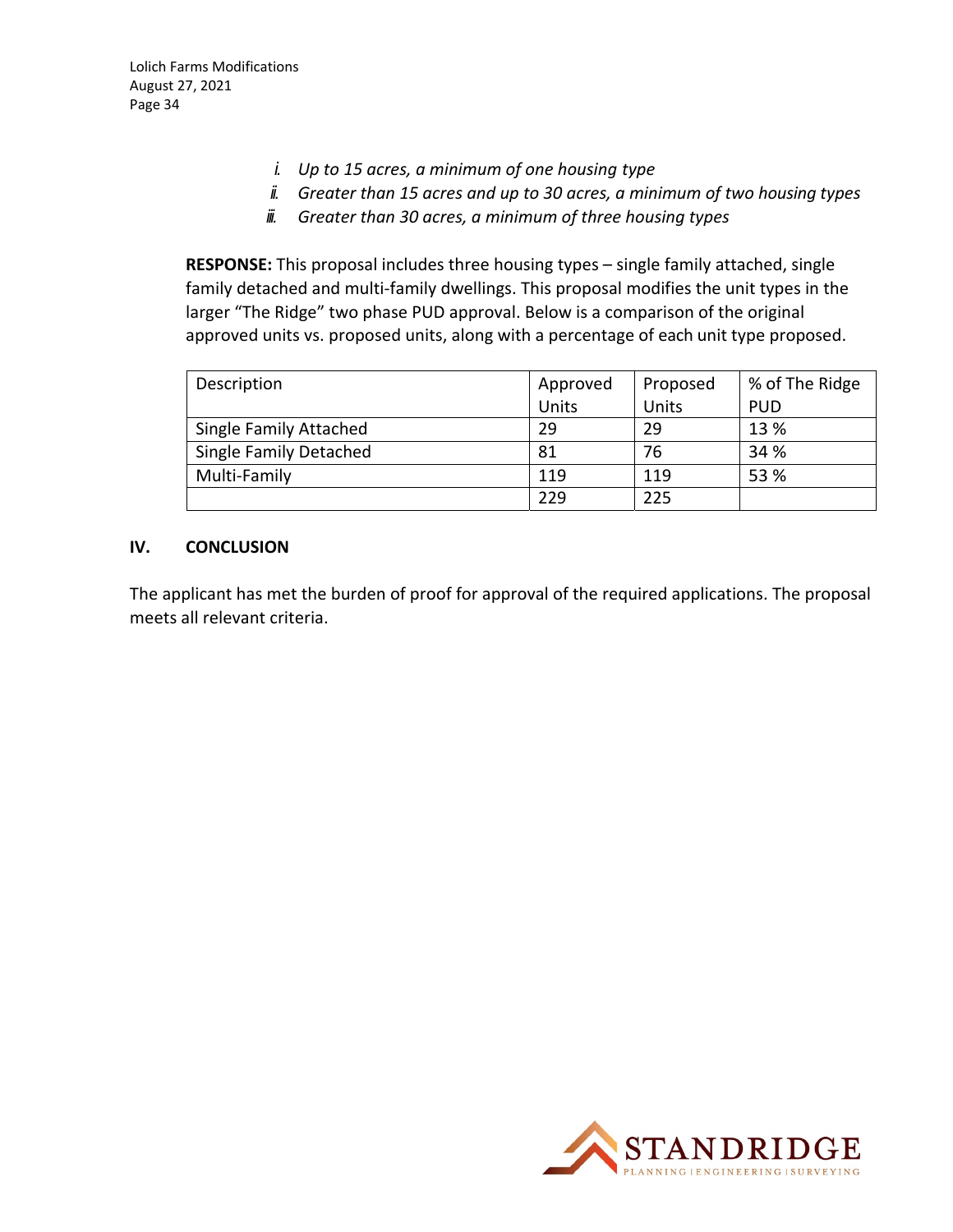i. *Up to 15 acres, a minimum of one housing type*
ii. *Greater than 15 acres and up to 30 acres, a minimum of two housing types*
iii. *Greater than 30 acres, a minimum of three housing types*

**RESPONSE:** This proposal includes three housing types – single family attached, single family detached and multi-family dwellings. This proposal modifies the unit types in the larger "The Ridge" two phase PUD approval. Below is a comparison of the original approved units vs. proposed units, along with a percentage of each unit type proposed.

| Description | Approved Units | Proposed Units | % of The Ridge PUD |
|---|---|---|---|
| Single Family Attached | 29 | 29 | 13 % |
| Single Family Detached | 81 | 76 | 34 % |
| Multi-Family | 119 | 119 | 53 % |
| | 229 | 225 | |

## IV. CONCLUSION

The applicant has met the burden of proof for approval of the required applications. The proposal meets all relevant criteria.